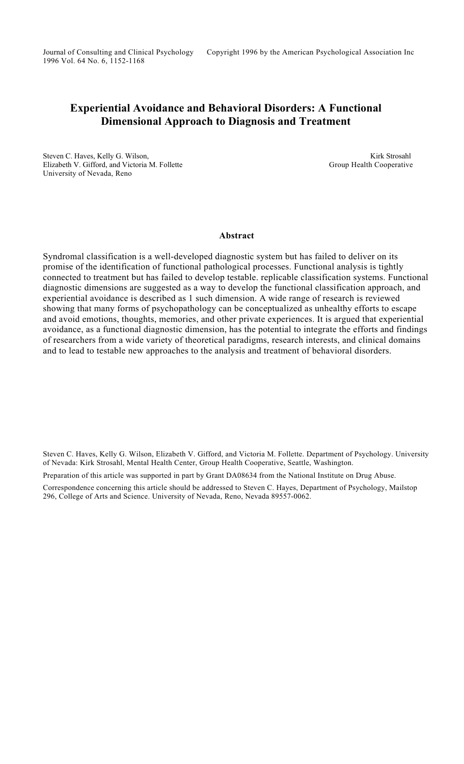Journal of Consulting and Clinical Psychology 1996 Vol. 64 No. 6, 1152-1168

Copyright 1996 by the American Psychological Association Inc

# Experiential Avoidance and Behavioral Disorders: A Functional Dimensional Approach to Diagnosis and Treatment

Steven C. Haves, Kelly G. Wilson, Elizabeth V. Gifford, and Victoria M. Follette
University of Nevada, Reno

Kirk Strosahl
Group Health Cooperative

## Abstract

Syndromal classification is a well-developed diagnostic system but has failed to deliver on its promise of the identification of functional pathological processes. Functional analysis is tightly connected to treatment but has failed to develop testable. replicable classification systems. Functional diagnostic dimensions are suggested as a way to develop the functional classification approach, and experiential avoidance is described as 1 such dimension. A wide range of research is reviewed showing that many forms of psychopathology can be conceptualized as unhealthy efforts to escape and avoid emotions, thoughts, memories, and other private experiences. It is argued that experiential avoidance, as a functional diagnostic dimension, has the potential to integrate the efforts and findings of researchers from a wide variety of theoretical paradigms, research interests, and clinical domains and to lead to testable new approaches to the analysis and treatment of behavioral disorders.

Steven C. Haves, Kelly G. Wilson, Elizabeth V. Gifford, and Victoria M. Follette. Department of Psychology. University of Nevada: Kirk Strosahl, Mental Health Center, Group Health Cooperative, Seattle, Washington.

Preparation of this article was supported in part by Grant DA08634 from the National Institute on Drug Abuse.

Correspondence concerning this article should be addressed to Steven C. Hayes, Department of Psychology, Mailstop 296, College of Arts and Science. University of Nevada, Reno, Nevada 89557-0062.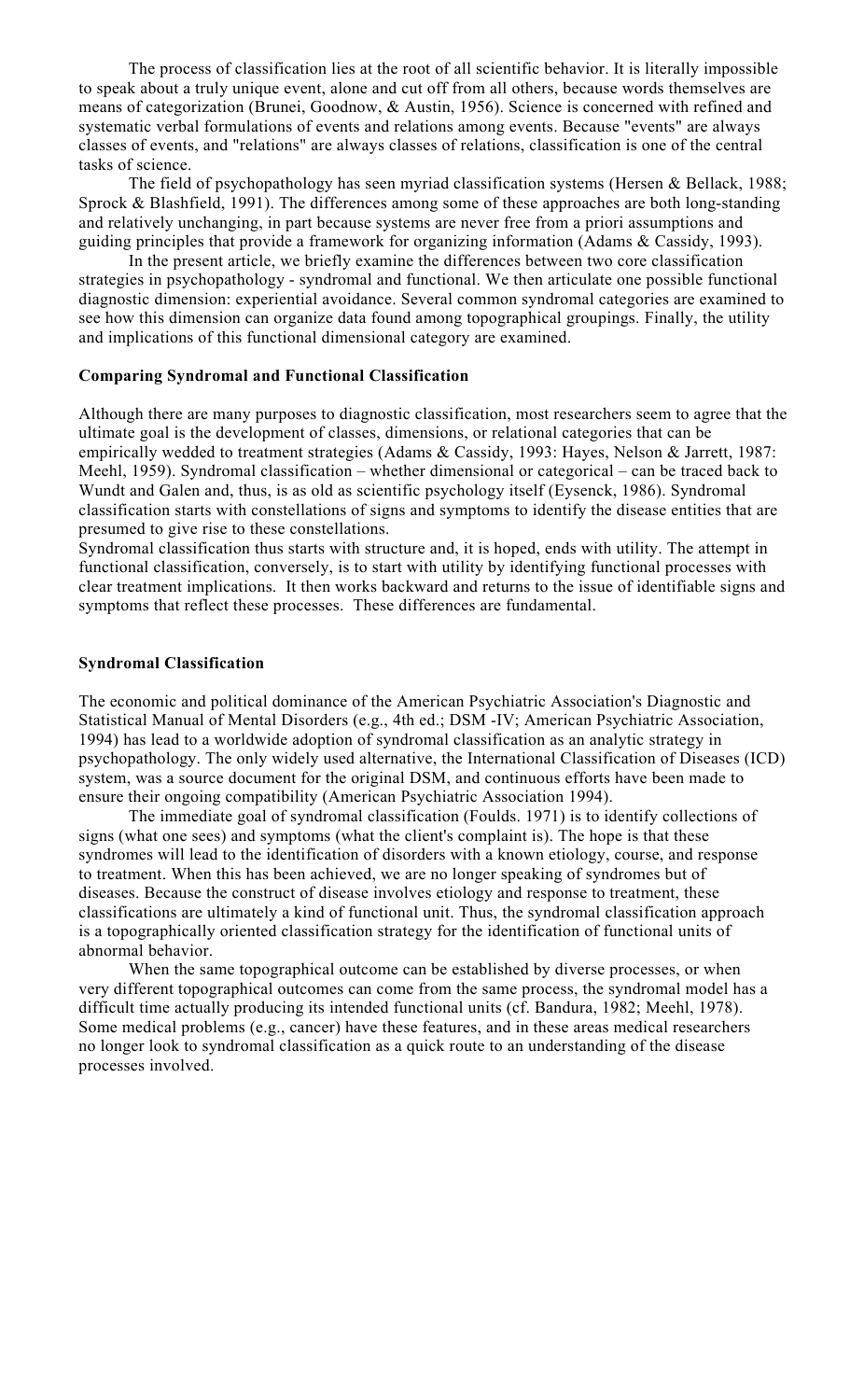The process of classification lies at the root of all scientific behavior. It is literally impossible to speak about a truly unique event, alone and cut off from all others, because words themselves are means of categorization (Brunei, Goodnow, & Austin, 1956). Science is concerned with refined and systematic verbal formulations of events and relations among events. Because "events" are always classes of events, and "relations" are always classes of relations, classification is one of the central tasks of science.

The field of psychopathology has seen myriad classification systems (Hersen & Bellack, 1988; Sprock & Blashfield, 1991). The differences among some of these approaches are both long-standing and relatively unchanging, in part because systems are never free from a priori assumptions and guiding principles that provide a framework for organizing information (Adams & Cassidy, 1993).

In the present article, we briefly examine the differences between two core classification strategies in psychopathology - syndromal and functional. We then articulate one possible functional diagnostic dimension: experiential avoidance. Several common syndromal categories are examined to see how this dimension can organize data found among topographical groupings. Finally, the utility and implications of this functional dimensional category are examined.

**Comparing Syndromal and Functional Classification**

Although there are many purposes to diagnostic classification, most researchers seem to agree that the ultimate goal is the development of classes, dimensions, or relational categories that can be empirically wedded to treatment strategies (Adams & Cassidy, 1993: Hayes, Nelson & Jarrett, 1987: Meehl, 1959). Syndromal classification – whether dimensional or categorical – can be traced back to Wundt and Galen and, thus, is as old as scientific psychology itself (Eysenck, 1986). Syndromal classification starts with constellations of signs and symptoms to identify the disease entities that are presumed to give rise to these constellations.

Syndromal classification thus starts with structure and, it is hoped, ends with utility. The attempt in functional classification, conversely, is to start with utility by identifying functional processes with clear treatment implications. It then works backward and returns to the issue of identifiable signs and symptoms that reflect these processes. These differences are fundamental.

**Syndromal Classification**

The economic and political dominance of the American Psychiatric Association's Diagnostic and Statistical Manual of Mental Disorders (e.g., 4th ed.; DSM -IV; American Psychiatric Association, 1994) has lead to a worldwide adoption of syndromal classification as an analytic strategy in psychopathology. The only widely used alternative, the International Classification of Diseases (ICD) system, was a source document for the original DSM, and continuous efforts have been made to ensure their ongoing compatibility (American Psychiatric Association 1994).

The immediate goal of syndromal classification (Foulds. 1971) is to identify collections of signs (what one sees) and symptoms (what the client's complaint is). The hope is that these syndromes will lead to the identification of disorders with a known etiology, course, and response to treatment. When this has been achieved, we are no longer speaking of syndromes but of diseases. Because the construct of disease involves etiology and response to treatment, these classifications are ultimately a kind of functional unit. Thus, the syndromal classification approach is a topographically oriented classification strategy for the identification of functional units of abnormal behavior.

When the same topographical outcome can be established by diverse processes, or when very different topographical outcomes can come from the same process, the syndromal model has a difficult time actually producing its intended functional units (cf. Bandura, 1982; Meehl, 1978). Some medical problems (e.g., cancer) have these features, and in these areas medical researchers no longer look to syndromal classification as a quick route to an understanding of the disease processes involved.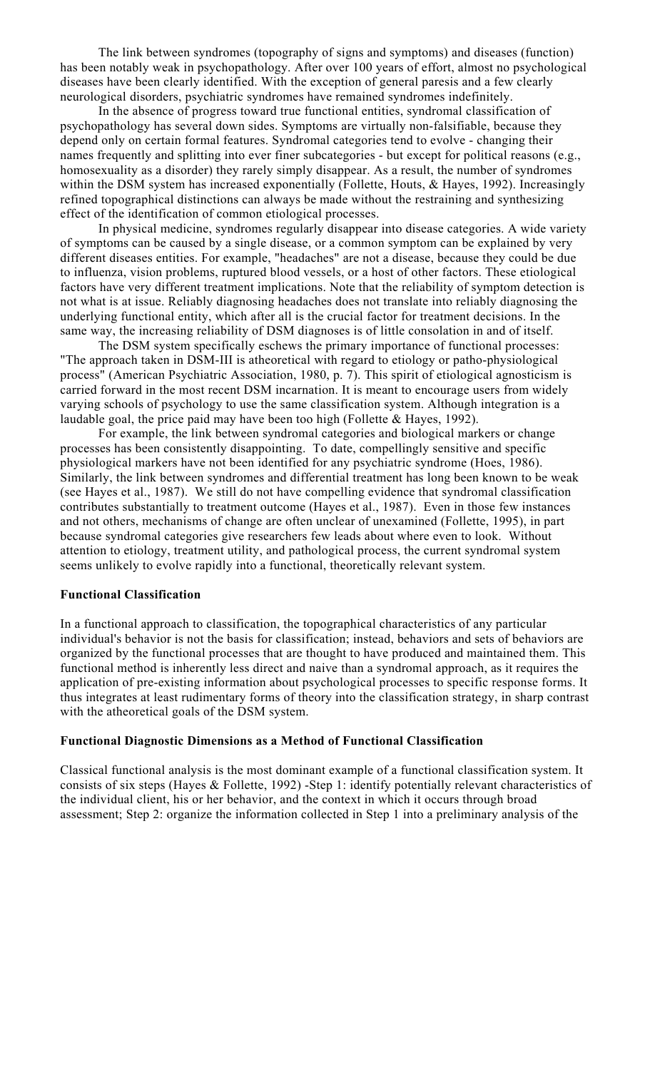The link between syndromes (topography of signs and symptoms) and diseases (function) has been notably weak in psychopathology. After over 100 years of effort, almost no psychological diseases have been clearly identified. With the exception of general paresis and a few clearly neurological disorders, psychiatric syndromes have remained syndromes indefinitely.

In the absence of progress toward true functional entities, syndromal classification of psychopathology has several down sides. Symptoms are virtually non-falsifiable, because they depend only on certain formal features. Syndromal categories tend to evolve - changing their names frequently and splitting into ever finer subcategories - but except for political reasons (e.g., homosexuality as a disorder) they rarely simply disappear. As a result, the number of syndromes within the DSM system has increased exponentially (Follette, Houts, & Hayes, 1992). Increasingly refined topographical distinctions can always be made without the restraining and synthesizing effect of the identification of common etiological processes.

In physical medicine, syndromes regularly disappear into disease categories. A wide variety of symptoms can be caused by a single disease, or a common symptom can be explained by very different diseases entities. For example, "headaches" are not a disease, because they could be due to influenza, vision problems, ruptured blood vessels, or a host of other factors. These etiological factors have very different treatment implications. Note that the reliability of symptom detection is not what is at issue. Reliably diagnosing headaches does not translate into reliably diagnosing the underlying functional entity, which after all is the crucial factor for treatment decisions. In the same way, the increasing reliability of DSM diagnoses is of little consolation in and of itself.

The DSM system specifically eschews the primary importance of functional processes: "The approach taken in DSM-III is atheoretical with regard to etiology or patho-physiological process" (American Psychiatric Association, 1980, p. 7). This spirit of etiological agnosticism is carried forward in the most recent DSM incarnation. It is meant to encourage users from widely varying schools of psychology to use the same classification system. Although integration is a laudable goal, the price paid may have been too high (Follette & Hayes, 1992).

For example, the link between syndromal categories and biological markers or change processes has been consistently disappointing. To date, compellingly sensitive and specific physiological markers have not been identified for any psychiatric syndrome (Hoes, 1986). Similarly, the link between syndromes and differential treatment has long been known to be weak (see Hayes et al., 1987). We still do not have compelling evidence that syndromal classification contributes substantially to treatment outcome (Hayes et al., 1987). Even in those few instances and not others, mechanisms of change are often unclear of unexamined (Follette, 1995), in part because syndromal categories give researchers few leads about where even to look. Without attention to etiology, treatment utility, and pathological process, the current syndromal system seems unlikely to evolve rapidly into a functional, theoretically relevant system.

**Functional Classification**

In a functional approach to classification, the topographical characteristics of any particular individual's behavior is not the basis for classification; instead, behaviors and sets of behaviors are organized by the functional processes that are thought to have produced and maintained them. This functional method is inherently less direct and naive than a syndromal approach, as it requires the application of pre-existing information about psychological processes to specific response forms. It thus integrates at least rudimentary forms of theory into the classification strategy, in sharp contrast with the atheoretical goals of the DSM system.

**Functional Diagnostic Dimensions as a Method of Functional Classification**

Classical functional analysis is the most dominant example of a functional classification system. It consists of six steps (Hayes & Follette, 1992) -Step 1: identify potentially relevant characteristics of the individual client, his or her behavior, and the context in which it occurs through broad assessment; Step 2: organize the information collected in Step 1 into a preliminary analysis of the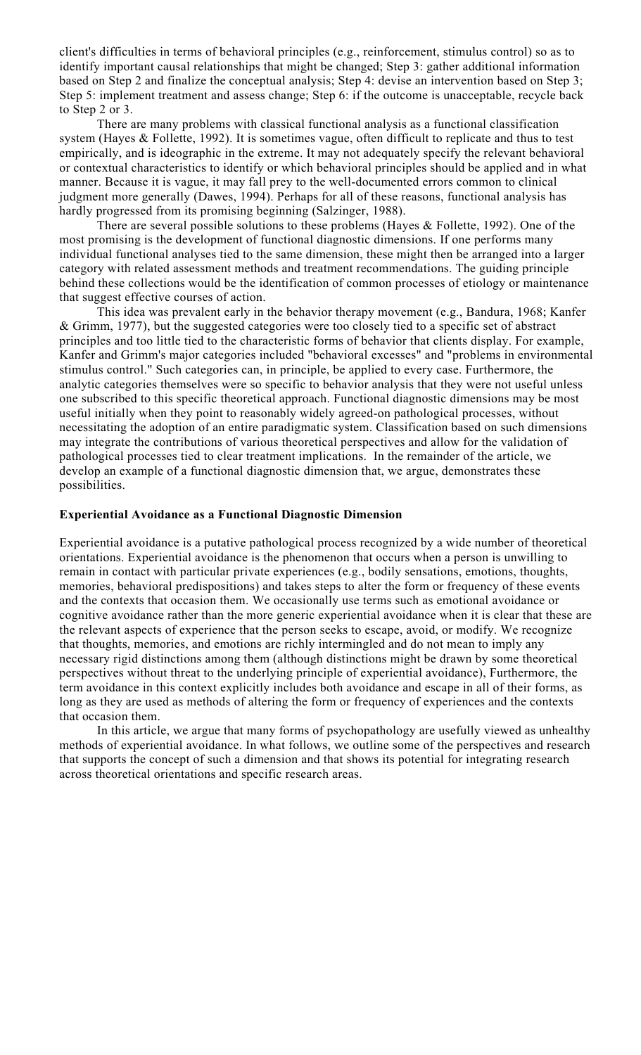client's difficulties in terms of behavioral principles (e.g., reinforcement, stimulus control) so as to identify important causal relationships that might be changed; Step 3: gather additional information based on Step 2 and finalize the conceptual analysis; Step 4: devise an intervention based on Step 3; Step 5: implement treatment and assess change; Step 6: if the outcome is unacceptable, recycle back to Step 2 or 3.

There are many problems with classical functional analysis as a functional classification system (Hayes & Follette, 1992). It is sometimes vague, often difficult to replicate and thus to test empirically, and is ideographic in the extreme. It may not adequately specify the relevant behavioral or contextual characteristics to identify or which behavioral principles should be applied and in what manner. Because it is vague, it may fall prey to the well-documented errors common to clinical judgment more generally (Dawes, 1994). Perhaps for all of these reasons, functional analysis has hardly progressed from its promising beginning (Salzinger, 1988).

There are several possible solutions to these problems (Hayes & Follette, 1992). One of the most promising is the development of functional diagnostic dimensions. If one performs many individual functional analyses tied to the same dimension, these might then be arranged into a larger category with related assessment methods and treatment recommendations. The guiding principle behind these collections would be the identification of common processes of etiology or maintenance that suggest effective courses of action.

This idea was prevalent early in the behavior therapy movement (e.g., Bandura, 1968; Kanfer & Grimm, 1977), but the suggested categories were too closely tied to a specific set of abstract principles and too little tied to the characteristic forms of behavior that clients display. For example, Kanfer and Grimm's major categories included "behavioral excesses" and "problems in environmental stimulus control." Such categories can, in principle, be applied to every case. Furthermore, the analytic categories themselves were so specific to behavior analysis that they were not useful unless one subscribed to this specific theoretical approach. Functional diagnostic dimensions may be most useful initially when they point to reasonably widely agreed-on pathological processes, without necessitating the adoption of an entire paradigmatic system. Classification based on such dimensions may integrate the contributions of various theoretical perspectives and allow for the validation of pathological processes tied to clear treatment implications. In the remainder of the article, we develop an example of a functional diagnostic dimension that, we argue, demonstrates these possibilities.

**Experiential Avoidance as a Functional Diagnostic Dimension**

Experiential avoidance is a putative pathological process recognized by a wide number of theoretical orientations. Experiential avoidance is the phenomenon that occurs when a person is unwilling to remain in contact with particular private experiences (e.g., bodily sensations, emotions, thoughts, memories, behavioral predispositions) and takes steps to alter the form or frequency of these events and the contexts that occasion them. We occasionally use terms such as emotional avoidance or cognitive avoidance rather than the more generic experiential avoidance when it is clear that these are the relevant aspects of experience that the person seeks to escape, avoid, or modify. We recognize that thoughts, memories, and emotions are richly intermingled and do not mean to imply any necessary rigid distinctions among them (although distinctions might be drawn by some theoretical perspectives without threat to the underlying principle of experiential avoidance), Furthermore, the term avoidance in this context explicitly includes both avoidance and escape in all of their forms, as long as they are used as methods of altering the form or frequency of experiences and the contexts that occasion them.

In this article, we argue that many forms of psychopathology are usefully viewed as unhealthy methods of experiential avoidance. In what follows, we outline some of the perspectives and research that supports the concept of such a dimension and that shows its potential for integrating research across theoretical orientations and specific research areas.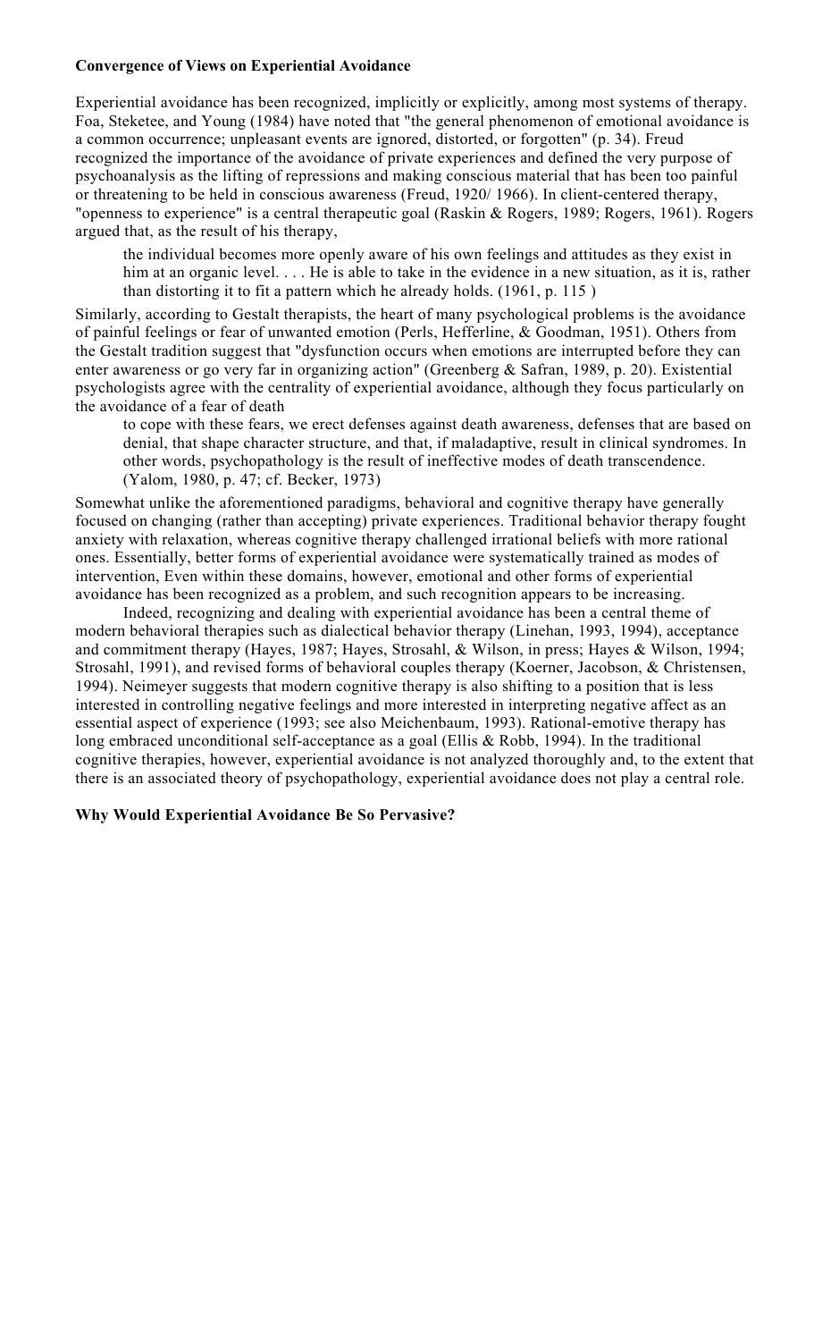**Convergence of Views on Experiential Avoidance**

Experiential avoidance has been recognized, implicitly or explicitly, among most systems of therapy. Foa, Steketee, and Young (1984) have noted that "the general phenomenon of emotional avoidance is a common occurrence; unpleasant events are ignored, distorted, or forgotten" (p. 34). Freud recognized the importance of the avoidance of private experiences and defined the very purpose of psychoanalysis as the lifting of repressions and making conscious material that has been too painful or threatening to be held in conscious awareness (Freud, 1920/ 1966). In client-centered therapy, "openness to experience" is a central therapeutic goal (Raskin & Rogers, 1989; Rogers, 1961). Rogers argued that, as the result of his therapy,

> the individual becomes more openly aware of his own feelings and attitudes as they exist in him at an organic level. . . . He is able to take in the evidence in a new situation, as it is, rather than distorting it to fit a pattern which he already holds. (1961, p. 115 )

Similarly, according to Gestalt therapists, the heart of many psychological problems is the avoidance of painful feelings or fear of unwanted emotion (Perls, Hefferline, & Goodman, 1951). Others from the Gestalt tradition suggest that "dysfunction occurs when emotions are interrupted before they can enter awareness or go very far in organizing action" (Greenberg & Safran, 1989, p. 20). Existential psychologists agree with the centrality of experiential avoidance, although they focus particularly on the avoidance of a fear of death

> to cope with these fears, we erect defenses against death awareness, defenses that are based on denial, that shape character structure, and that, if maladaptive, result in clinical syndromes. In other words, psychopathology is the result of ineffective modes of death transcendence. (Yalom, 1980, p. 47; cf. Becker, 1973)

Somewhat unlike the aforementioned paradigms, behavioral and cognitive therapy have generally focused on changing (rather than accepting) private experiences. Traditional behavior therapy fought anxiety with relaxation, whereas cognitive therapy challenged irrational beliefs with more rational ones. Essentially, better forms of experiential avoidance were systematically trained as modes of intervention, Even within these domains, however, emotional and other forms of experiential avoidance has been recognized as a problem, and such recognition appears to be increasing.

Indeed, recognizing and dealing with experiential avoidance has been a central theme of modern behavioral therapies such as dialectical behavior therapy (Linehan, 1993, 1994), acceptance and commitment therapy (Hayes, 1987; Hayes, Strosahl, & Wilson, in press; Hayes & Wilson, 1994; Strosahl, 1991), and revised forms of behavioral couples therapy (Koerner, Jacobson, & Christensen, 1994). Neimeyer suggests that modern cognitive therapy is also shifting to a position that is less interested in controlling negative feelings and more interested in interpreting negative affect as an essential aspect of experience (1993; see also Meichenbaum, 1993). Rational-emotive therapy has long embraced unconditional self-acceptance as a goal (Ellis & Robb, 1994). In the traditional cognitive therapies, however, experiential avoidance is not analyzed thoroughly and, to the extent that there is an associated theory of psychopathology, experiential avoidance does not play a central role.

**Why Would Experiential Avoidance Be So Pervasive?**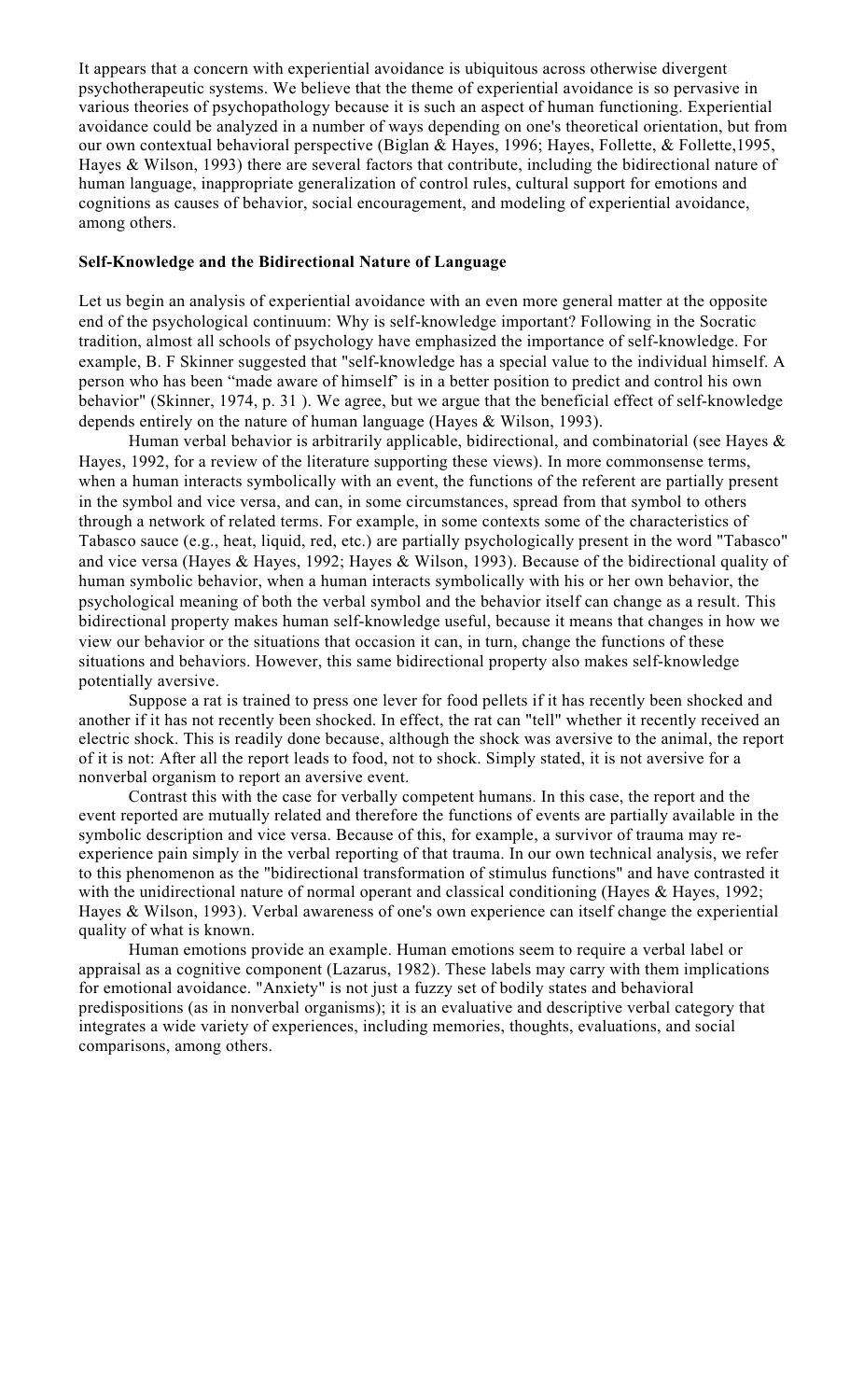It appears that a concern with experiential avoidance is ubiquitous across otherwise divergent psychotherapeutic systems. We believe that the theme of experiential avoidance is so pervasive in various theories of psychopathology because it is such an aspect of human functioning. Experiential avoidance could be analyzed in a number of ways depending on one's theoretical orientation, but from our own contextual behavioral perspective (Biglan & Hayes, 1996; Hayes, Follette, & Follette,1995, Hayes & Wilson, 1993) there are several factors that contribute, including the bidirectional nature of human language, inappropriate generalization of control rules, cultural support for emotions and cognitions as causes of behavior, social encouragement, and modeling of experiential avoidance, among others.

**Self-Knowledge and the Bidirectional Nature of Language**

Let us begin an analysis of experiential avoidance with an even more general matter at the opposite end of the psychological continuum: Why is self-knowledge important? Following in the Socratic tradition, almost all schools of psychology have emphasized the importance of self-knowledge. For example, B. F Skinner suggested that "self-knowledge has a special value to the individual himself. A person who has been "made aware of himself' is in a better position to predict and control his own behavior" (Skinner, 1974, p. 31 ). We agree, but we argue that the beneficial effect of self-knowledge depends entirely on the nature of human language (Hayes & Wilson, 1993).

Human verbal behavior is arbitrarily applicable, bidirectional, and combinatorial (see Hayes & Hayes, 1992, for a review of the literature supporting these views). In more commonsense terms, when a human interacts symbolically with an event, the functions of the referent are partially present in the symbol and vice versa, and can, in some circumstances, spread from that symbol to others through a network of related terms. For example, in some contexts some of the characteristics of Tabasco sauce (e.g., heat, liquid, red, etc.) are partially psychologically present in the word "Tabasco" and vice versa (Hayes & Hayes, 1992; Hayes & Wilson, 1993). Because of the bidirectional quality of human symbolic behavior, when a human interacts symbolically with his or her own behavior, the psychological meaning of both the verbal symbol and the behavior itself can change as a result. This bidirectional property makes human self-knowledge useful, because it means that changes in how we view our behavior or the situations that occasion it can, in turn, change the functions of these situations and behaviors. However, this same bidirectional property also makes self-knowledge potentially aversive.

Suppose a rat is trained to press one lever for food pellets if it has recently been shocked and another if it has not recently been shocked. In effect, the rat can "tell" whether it recently received an electric shock. This is readily done because, although the shock was aversive to the animal, the report of it is not: After all the report leads to food, not to shock. Simply stated, it is not aversive for a nonverbal organism to report an aversive event.

Contrast this with the case for verbally competent humans. In this case, the report and the event reported are mutually related and therefore the functions of events are partially available in the symbolic description and vice versa. Because of this, for example, a survivor of trauma may re-experience pain simply in the verbal reporting of that trauma. In our own technical analysis, we refer to this phenomenon as the "bidirectional transformation of stimulus functions" and have contrasted it with the unidirectional nature of normal operant and classical conditioning (Hayes & Hayes, 1992; Hayes & Wilson, 1993). Verbal awareness of one's own experience can itself change the experiential quality of what is known.

Human emotions provide an example. Human emotions seem to require a verbal label or appraisal as a cognitive component (Lazarus, 1982). These labels may carry with them implications for emotional avoidance. "Anxiety" is not just a fuzzy set of bodily states and behavioral predispositions (as in nonverbal organisms); it is an evaluative and descriptive verbal category that integrates a wide variety of experiences, including memories, thoughts, evaluations, and social comparisons, among others.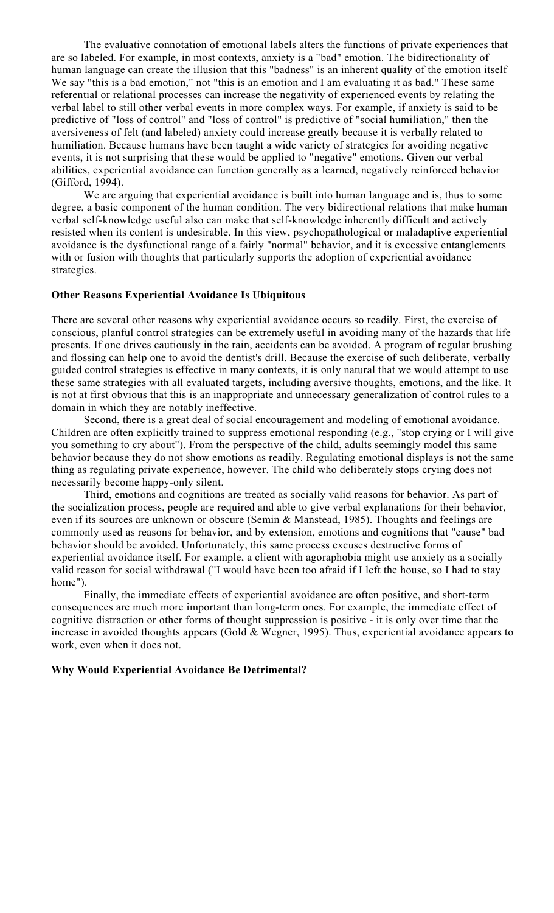The evaluative connotation of emotional labels alters the functions of private experiences that are so labeled. For example, in most contexts, anxiety is a "bad" emotion. The bidirectionality of human language can create the illusion that this "badness" is an inherent quality of the emotion itself We say "this is a bad emotion," not "this is an emotion and I am evaluating it as bad." These same referential or relational processes can increase the negativity of experienced events by relating the verbal label to still other verbal events in more complex ways. For example, if anxiety is said to be predictive of "loss of control" and "loss of control" is predictive of "social humiliation," then the aversiveness of felt (and labeled) anxiety could increase greatly because it is verbally related to humiliation. Because humans have been taught a wide variety of strategies for avoiding negative events, it is not surprising that these would be applied to "negative" emotions. Given our verbal abilities, experiential avoidance can function generally as a learned, negatively reinforced behavior (Gifford, 1994).

We are arguing that experiential avoidance is built into human language and is, thus to some degree, a basic component of the human condition. The very bidirectional relations that make human verbal self-knowledge useful also can make that self-knowledge inherently difficult and actively resisted when its content is undesirable. In this view, psychopathological or maladaptive experiential avoidance is the dysfunctional range of a fairly "normal" behavior, and it is excessive entanglements with or fusion with thoughts that particularly supports the adoption of experiential avoidance strategies.

**Other Reasons Experiential Avoidance Is Ubiquitous**

There are several other reasons why experiential avoidance occurs so readily. First, the exercise of conscious, planful control strategies can be extremely useful in avoiding many of the hazards that life presents. If one drives cautiously in the rain, accidents can be avoided. A program of regular brushing and flossing can help one to avoid the dentist's drill. Because the exercise of such deliberate, verbally guided control strategies is effective in many contexts, it is only natural that we would attempt to use these same strategies with all evaluated targets, including aversive thoughts, emotions, and the like. It is not at first obvious that this is an inappropriate and unnecessary generalization of control rules to a domain in which they are notably ineffective.

Second, there is a great deal of social encouragement and modeling of emotional avoidance. Children are often explicitly trained to suppress emotional responding (e.g., "stop crying or I will give you something to cry about"). From the perspective of the child, adults seemingly model this same behavior because they do not show emotions as readily. Regulating emotional displays is not the same thing as regulating private experience, however. The child who deliberately stops crying does not necessarily become happy-only silent.

Third, emotions and cognitions are treated as socially valid reasons for behavior. As part of the socialization process, people are required and able to give verbal explanations for their behavior, even if its sources are unknown or obscure (Semin & Manstead, 1985). Thoughts and feelings are commonly used as reasons for behavior, and by extension, emotions and cognitions that "cause" bad behavior should be avoided. Unfortunately, this same process excuses destructive forms of experiential avoidance itself. For example, a client with agoraphobia might use anxiety as a socially valid reason for social withdrawal ("I would have been too afraid if I left the house, so I had to stay home").

Finally, the immediate effects of experiential avoidance are often positive, and short-term consequences are much more important than long-term ones. For example, the immediate effect of cognitive distraction or other forms of thought suppression is positive - it is only over time that the increase in avoided thoughts appears (Gold & Wegner, 1995). Thus, experiential avoidance appears to work, even when it does not.

**Why Would Experiential Avoidance Be Detrimental?**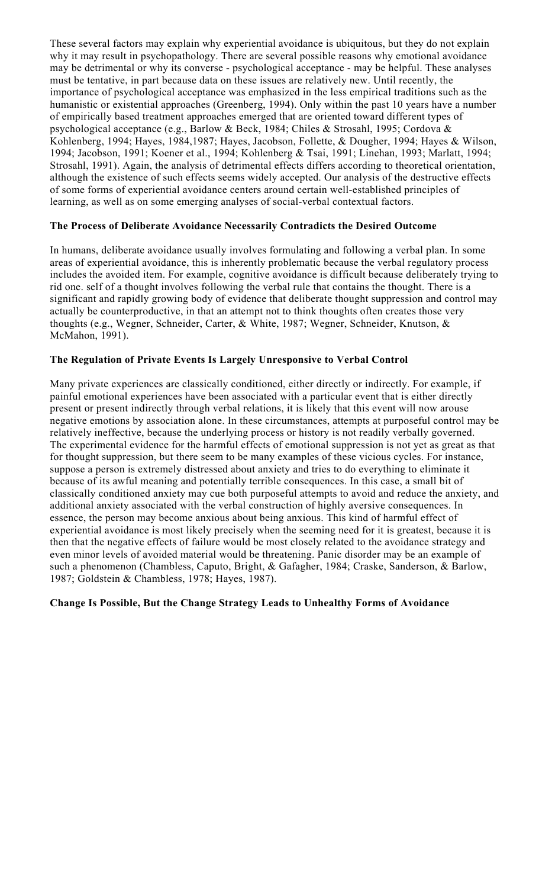These several factors may explain why experiential avoidance is ubiquitous, but they do not explain why it may result in psychopathology. There are several possible reasons why emotional avoidance may be detrimental or why its converse - psychological acceptance - may be helpful. These analyses must be tentative, in part because data on these issues are relatively new. Until recently, the importance of psychological acceptance was emphasized in the less empirical traditions such as the humanistic or existential approaches (Greenberg, 1994). Only within the past 10 years have a number of empirically based treatment approaches emerged that are oriented toward different types of psychological acceptance (e.g., Barlow & Beck, 1984; Chiles & Strosahl, 1995; Cordova & Kohlenberg, 1994; Hayes, 1984,1987; Hayes, Jacobson, Follette, & Dougher, 1994; Hayes & Wilson, 1994; Jacobson, 1991; Koener et al., 1994; Kohlenberg & Tsai, 1991; Linehan, 1993; Marlatt, 1994; Strosahl, 1991). Again, the analysis of detrimental effects differs according to theoretical orientation, although the existence of such effects seems widely accepted. Our analysis of the destructive effects of some forms of experiential avoidance centers around certain well-established principles of learning, as well as on some emerging analyses of social-verbal contextual factors.

### The Process of Deliberate Avoidance Necessarily Contradicts the Desired Outcome

In humans, deliberate avoidance usually involves formulating and following a verbal plan. In some areas of experiential avoidance, this is inherently problematic because the verbal regulatory process includes the avoided item. For example, cognitive avoidance is difficult because deliberately trying to rid one. self of a thought involves following the verbal rule that contains the thought. There is a significant and rapidly growing body of evidence that deliberate thought suppression and control may actually be counterproductive, in that an attempt not to think thoughts often creates those very thoughts (e.g., Wegner, Schneider, Carter, & White, 1987; Wegner, Schneider, Knutson, & McMahon, 1991).

### The Regulation of Private Events Is Largely Unresponsive to Verbal Control

Many private experiences are classically conditioned, either directly or indirectly. For example, if painful emotional experiences have been associated with a particular event that is either directly present or present indirectly through verbal relations, it is likely that this event will now arouse negative emotions by association alone. In these circumstances, attempts at purposeful control may be relatively ineffective, because the underlying process or history is not readily verbally governed. The experimental evidence for the harmful effects of emotional suppression is not yet as great as that for thought suppression, but there seem to be many examples of these vicious cycles. For instance, suppose a person is extremely distressed about anxiety and tries to do everything to eliminate it because of its awful meaning and potentially terrible consequences. In this case, a small bit of classically conditioned anxiety may cue both purposeful attempts to avoid and reduce the anxiety, and additional anxiety associated with the verbal construction of highly aversive consequences. In essence, the person may become anxious about being anxious. This kind of harmful effect of experiential avoidance is most likely precisely when the seeming need for it is greatest, because it is then that the negative effects of failure would be most closely related to the avoidance strategy and even minor levels of avoided material would be threatening. Panic disorder may be an example of such a phenomenon (Chambless, Caputo, Bright, & Gafagher, 1984; Craske, Sanderson, & Barlow, 1987; Goldstein & Chambless, 1978; Hayes, 1987).

### Change Is Possible, But the Change Strategy Leads to Unhealthy Forms of Avoidance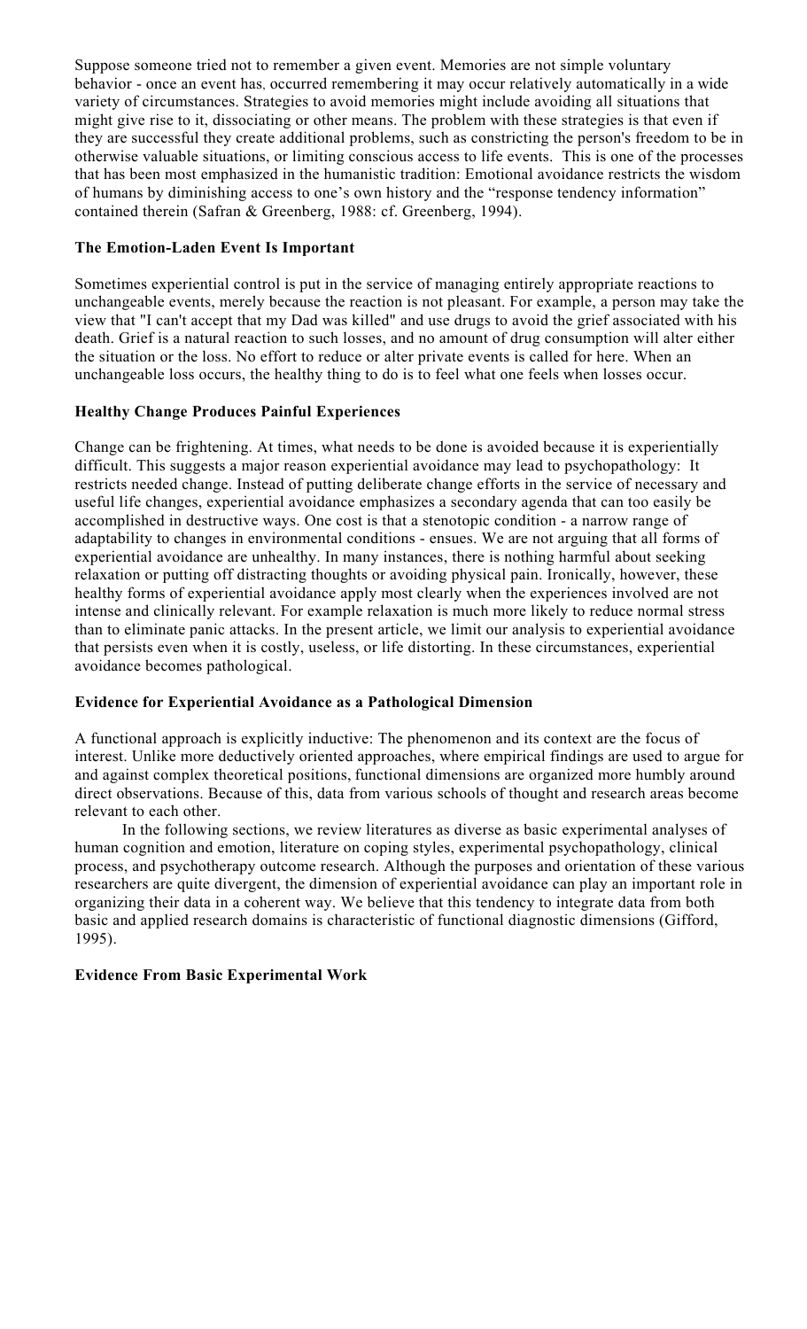Suppose someone tried not to remember a given event. Memories are not simple voluntary behavior - once an event has, occurred remembering it may occur relatively automatically in a wide variety of circumstances. Strategies to avoid memories might include avoiding all situations that might give rise to it, dissociating or other means. The problem with these strategies is that even if they are successful they create additional problems, such as constricting the person's freedom to be in otherwise valuable situations, or limiting conscious access to life events. This is one of the processes that has been most emphasized in the humanistic tradition: Emotional avoidance restricts the wisdom of humans by diminishing access to one's own history and the "response tendency information" contained therein (Safran & Greenberg, 1988: cf. Greenberg, 1994).

### The Emotion-Laden Event Is Important

Sometimes experiential control is put in the service of managing entirely appropriate reactions to unchangeable events, merely because the reaction is not pleasant. For example, a person may take the view that "I can't accept that my Dad was killed" and use drugs to avoid the grief associated with his death. Grief is a natural reaction to such losses, and no amount of drug consumption will alter either the situation or the loss. No effort to reduce or alter private events is called for here. When an unchangeable loss occurs, the healthy thing to do is to feel what one feels when losses occur.

### Healthy Change Produces Painful Experiences

Change can be frightening. At times, what needs to be done is avoided because it is experientially difficult. This suggests a major reason experiential avoidance may lead to psychopathology: It restricts needed change. Instead of putting deliberate change efforts in the service of necessary and useful life changes, experiential avoidance emphasizes a secondary agenda that can too easily be accomplished in destructive ways. One cost is that a stenotopic condition - a narrow range of adaptability to changes in environmental conditions - ensues. We are not arguing that all forms of experiential avoidance are unhealthy. In many instances, there is nothing harmful about seeking relaxation or putting off distracting thoughts or avoiding physical pain. Ironically, however, these healthy forms of experiential avoidance apply most clearly when the experiences involved are not intense and clinically relevant. For example relaxation is much more likely to reduce normal stress than to eliminate panic attacks. In the present article, we limit our analysis to experiential avoidance that persists even when it is costly, useless, or life distorting. In these circumstances, experiential avoidance becomes pathological.

### Evidence for Experiential Avoidance as a Pathological Dimension

A functional approach is explicitly inductive: The phenomenon and its context are the focus of interest. Unlike more deductively oriented approaches, where empirical findings are used to argue for and against complex theoretical positions, functional dimensions are organized more humbly around direct observations. Because of this, data from various schools of thought and research areas become relevant to each other.

In the following sections, we review literatures as diverse as basic experimental analyses of human cognition and emotion, literature on coping styles, experimental psychopathology, clinical process, and psychotherapy outcome research. Although the purposes and orientation of these various researchers are quite divergent, the dimension of experiential avoidance can play an important role in organizing their data in a coherent way. We believe that this tendency to integrate data from both basic and applied research domains is characteristic of functional diagnostic dimensions (Gifford, 1995).

### Evidence From Basic Experimental Work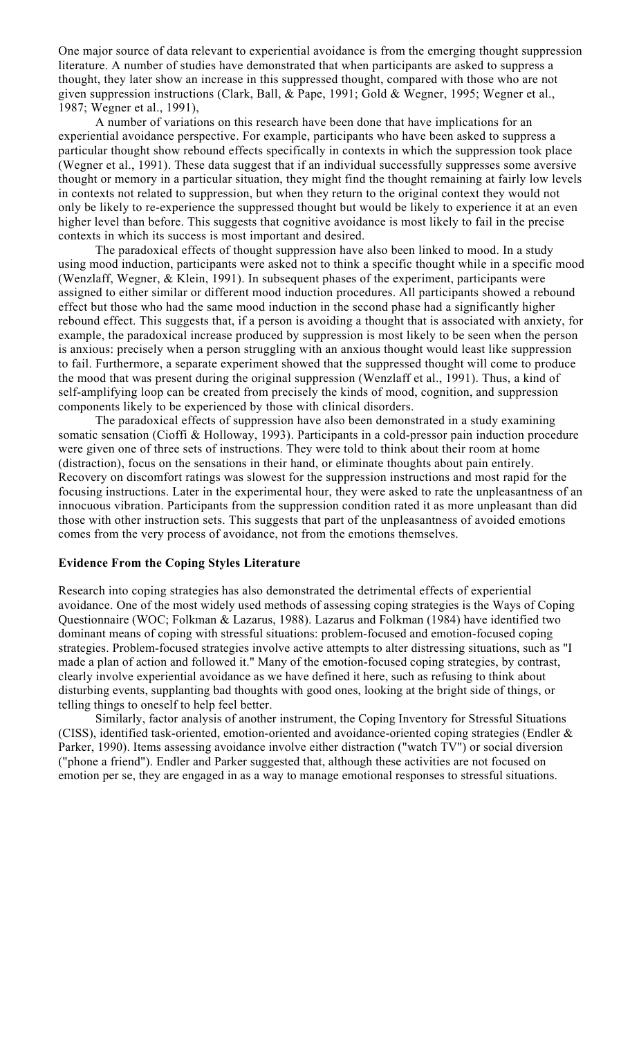One major source of data relevant to experiential avoidance is from the emerging thought suppression literature. A number of studies have demonstrated that when participants are asked to suppress a thought, they later show an increase in this suppressed thought, compared with those who are not given suppression instructions (Clark, Ball, & Pape, 1991; Gold & Wegner, 1995; Wegner et al., 1987; Wegner et al., 1991),

A number of variations on this research have been done that have implications for an experiential avoidance perspective. For example, participants who have been asked to suppress a particular thought show rebound effects specifically in contexts in which the suppression took place (Wegner et al., 1991). These data suggest that if an individual successfully suppresses some aversive thought or memory in a particular situation, they might find the thought remaining at fairly low levels in contexts not related to suppression, but when they return to the original context they would not only be likely to re-experience the suppressed thought but would be likely to experience it at an even higher level than before. This suggests that cognitive avoidance is most likely to fail in the precise contexts in which its success is most important and desired.

The paradoxical effects of thought suppression have also been linked to mood. In a study using mood induction, participants were asked not to think a specific thought while in a specific mood (Wenzlaff, Wegner, & Klein, 1991). In subsequent phases of the experiment, participants were assigned to either similar or different mood induction procedures. All participants showed a rebound effect but those who had the same mood induction in the second phase had a significantly higher rebound effect. This suggests that, if a person is avoiding a thought that is associated with anxiety, for example, the paradoxical increase produced by suppression is most likely to be seen when the person is anxious: precisely when a person struggling with an anxious thought would least like suppression to fail. Furthermore, a separate experiment showed that the suppressed thought will come to produce the mood that was present during the original suppression (Wenzlaff et al., 1991). Thus, a kind of self-amplifying loop can be created from precisely the kinds of mood, cognition, and suppression components likely to be experienced by those with clinical disorders.

The paradoxical effects of suppression have also been demonstrated in a study examining somatic sensation (Cioffi & Holloway, 1993). Participants in a cold-pressor pain induction procedure were given one of three sets of instructions. They were told to think about their room at home (distraction), focus on the sensations in their hand, or eliminate thoughts about pain entirely. Recovery on discomfort ratings was slowest for the suppression instructions and most rapid for the focusing instructions. Later in the experimental hour, they were asked to rate the unpleasantness of an innocuous vibration. Participants from the suppression condition rated it as more unpleasant than did those with other instruction sets. This suggests that part of the unpleasantness of avoided emotions comes from the very process of avoidance, not from the emotions themselves.

### Evidence From the Coping Styles Literature

Research into coping strategies has also demonstrated the detrimental effects of experiential avoidance. One of the most widely used methods of assessing coping strategies is the Ways of Coping Questionnaire (WOC; Folkman & Lazarus, 1988). Lazarus and Folkman (1984) have identified two dominant means of coping with stressful situations: problem-focused and emotion-focused coping strategies. Problem-focused strategies involve active attempts to alter distressing situations, such as "I made a plan of action and followed it." Many of the emotion-focused coping strategies, by contrast, clearly involve experiential avoidance as we have defined it here, such as refusing to think about disturbing events, supplanting bad thoughts with good ones, looking at the bright side of things, or telling things to oneself to help feel better.

Similarly, factor analysis of another instrument, the Coping Inventory for Stressful Situations (CISS), identified task-oriented, emotion-oriented and avoidance-oriented coping strategies (Endler & Parker, 1990). Items assessing avoidance involve either distraction ("watch TV") or social diversion ("phone a friend"). Endler and Parker suggested that, although these activities are not focused on emotion per se, they are engaged in as a way to manage emotional responses to stressful situations.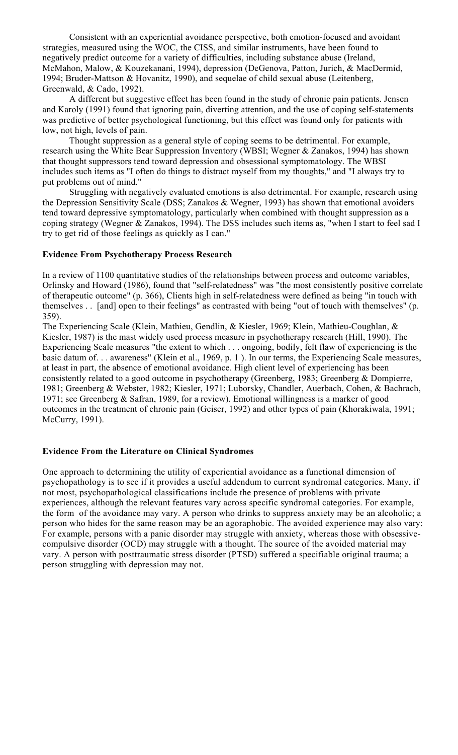Consistent with an experiential avoidance perspective, both emotion-focused and avoidant strategies, measured using the WOC, the CISS, and similar instruments, have been found to negatively predict outcome for a variety of difficulties, including substance abuse (Ireland, McMahon, Malow, & Kouzekanani, 1994), depression (DeGenova, Patton, Jurich, & MacDermid, 1994; Bruder-Mattson & Hovanitz, 1990), and sequelae of child sexual abuse (Leitenberg, Greenwald, & Cado, 1992).

A different but suggestive effect has been found in the study of chronic pain patients. Jensen and Karoly (1991) found that ignoring pain, diverting attention, and the use of coping self-statements was predictive of better psychological functioning, but this effect was found only for patients with low, not high, levels of pain.

Thought suppression as a general style of coping seems to be detrimental. For example, research using the White Bear Suppression Inventory (WBSI; Wegner & Zanakos, 1994) has shown that thought suppressors tend toward depression and obsessional symptomatology. The WBSI includes such items as "I often do things to distract myself from my thoughts," and "I always try to put problems out of mind."

Struggling with negatively evaluated emotions is also detrimental. For example, research using the Depression Sensitivity Scale (DSS; Zanakos & Wegner, 1993) has shown that emotional avoiders tend toward depressive symptomatology, particularly when combined with thought suppression as a coping strategy (Wegner & Zanakos, 1994). The DSS includes such items as, "when I start to feel sad I try to get rid of those feelings as quickly as I can."

### Evidence From Psychotherapy Process Research

In a review of 1100 quantitative studies of the relationships between process and outcome variables, Orlinsky and Howard (1986), found that "self-relatedness" was "the most consistently positive correlate of therapeutic outcome" (p. 366), Clients high in self-relatedness were defined as being "in touch with themselves . . [and] open to their feelings" as contrasted with being "out of touch with themselves" (p. 359).

The Experiencing Scale (Klein, Mathieu, Gendlin, & Kiesler, 1969; Klein, Mathieu-Coughlan, & Kiesler, 1987) is the mast widely used process measure in psychotherapy research (Hill, 1990). The Experiencing Scale measures "the extent to which . . . ongoing, bodily, felt flaw of experiencing is the basic datum of. . . awareness" (Klein et al., 1969, p. 1 ). In our terms, the Experiencing Scale measures, at least in part, the absence of emotional avoidance. High client level of experiencing has been consistently related to a good outcome in psychotherapy (Greenberg, 1983; Greenberg & Dompierre, 1981; Greenberg & Webster, 1982; Kiesler, 1971; Luborsky, Chandler, Auerbach, Cohen, & Bachrach, 1971; see Greenberg & Safran, 1989, for a review). Emotional willingness is a marker of good outcomes in the treatment of chronic pain (Geiser, 1992) and other types of pain (Khorakiwala, 1991; McCurry, 1991).

### Evidence From the Literature on Clinical Syndromes

One approach to determining the utility of experiential avoidance as a functional dimension of psychopathology is to see if it provides a useful addendum to current syndromal categories. Many, if not most, psychopathological classifications include the presence of problems with private experiences, although the relevant features vary across specific syndromal categories. For example, the form of the avoidance may vary. A person who drinks to suppress anxiety may be an alcoholic; a person who hides for the same reason may be an agoraphobic. The avoided experience may also vary: For example, persons with a panic disorder may struggle with anxiety, whereas those with obsessive-compulsive disorder (OCD) may struggle with a thought. The source of the avoided material may vary. A person with posttraumatic stress disorder (PTSD) suffered a specifiable original trauma; a person struggling with depression may not.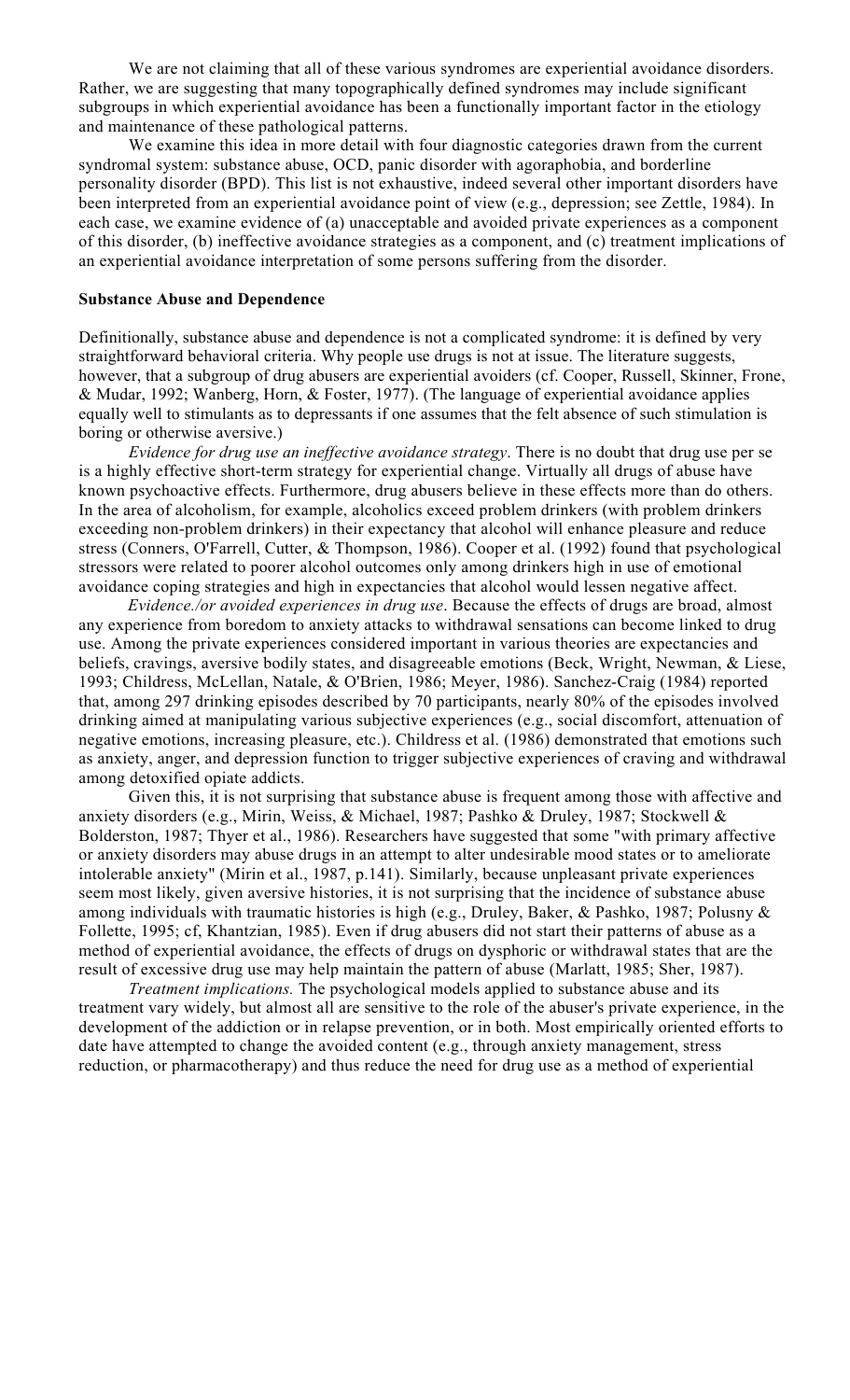We are not claiming that all of these various syndromes are experiential avoidance disorders. Rather, we are suggesting that many topographically defined syndromes may include significant subgroups in which experiential avoidance has been a functionally important factor in the etiology and maintenance of these pathological patterns.

We examine this idea in more detail with four diagnostic categories drawn from the current syndromal system: substance abuse, OCD, panic disorder with agoraphobia, and borderline personality disorder (BPD). This list is not exhaustive, indeed several other important disorders have been interpreted from an experiential avoidance point of view (e.g., depression; see Zettle, 1984). In each case, we examine evidence of (a) unacceptable and avoided private experiences as a component of this disorder, (b) ineffective avoidance strategies as a component, and (c) treatment implications of an experiential avoidance interpretation of some persons suffering from the disorder.

**Substance Abuse and Dependence**

Definitionally, substance abuse and dependence is not a complicated syndrome: it is defined by very straightforward behavioral criteria. Why people use drugs is not at issue. The literature suggests, however, that a subgroup of drug abusers are experiential avoiders (cf. Cooper, Russell, Skinner, Frone, & Mudar, 1992; Wanberg, Horn, & Foster, 1977). (The language of experiential avoidance applies equally well to stimulants as to depressants if one assumes that the felt absence of such stimulation is boring or otherwise aversive.)

*Evidence for drug use an ineffective avoidance strategy*. There is no doubt that drug use per se is a highly effective short-term strategy for experiential change. Virtually all drugs of abuse have known psychoactive effects. Furthermore, drug abusers believe in these effects more than do others. In the area of alcoholism, for example, alcoholics exceed problem drinkers (with problem drinkers exceeding non-problem drinkers) in their expectancy that alcohol will enhance pleasure and reduce stress (Conners, O'Farrell, Cutter, & Thompson, 1986). Cooper et al. (1992) found that psychological stressors were related to poorer alcohol outcomes only among drinkers high in use of emotional avoidance coping strategies and high in expectancies that alcohol would lessen negative affect.

*Evidence./or avoided experiences in drug use*. Because the effects of drugs are broad, almost any experience from boredom to anxiety attacks to withdrawal sensations can become linked to drug use. Among the private experiences considered important in various theories are expectancies and beliefs, cravings, aversive bodily states, and disagreeable emotions (Beck, Wright, Newman, & Liese, 1993; Childress, McLellan, Natale, & O'Brien, 1986; Meyer, 1986). Sanchez-Craig (1984) reported that, among 297 drinking episodes described by 70 participants, nearly 80% of the episodes involved drinking aimed at manipulating various subjective experiences (e.g., social discomfort, attenuation of negative emotions, increasing pleasure, etc.). Childress et al. (1986) demonstrated that emotions such as anxiety, anger, and depression function to trigger subjective experiences of craving and withdrawal among detoxified opiate addicts.

Given this, it is not surprising that substance abuse is frequent among those with affective and anxiety disorders (e.g., Mirin, Weiss, & Michael, 1987; Pashko & Druley, 1987; Stockwell & Bolderston, 1987; Thyer et al., 1986). Researchers have suggested that some "with primary affective or anxiety disorders may abuse drugs in an attempt to alter undesirable mood states or to ameliorate intolerable anxiety" (Mirin et al., 1987, p.141). Similarly, because unpleasant private experiences seem most likely, given aversive histories, it is not surprising that the incidence of substance abuse among individuals with traumatic histories is high (e.g., Druley, Baker, & Pashko, 1987; Polusny & Follette, 1995; cf, Khantzian, 1985). Even if drug abusers did not start their patterns of abuse as a method of experiential avoidance, the effects of drugs on dysphoric or withdrawal states that are the result of excessive drug use may help maintain the pattern of abuse (Marlatt, 1985; Sher, 1987).

*Treatment implications.* The psychological models applied to substance abuse and its treatment vary widely, but almost all are sensitive to the role of the abuser's private experience, in the development of the addiction or in relapse prevention, or in both. Most empirically oriented efforts to date have attempted to change the avoided content (e.g., through anxiety management, stress reduction, or pharmacotherapy) and thus reduce the need for drug use as a method of experiential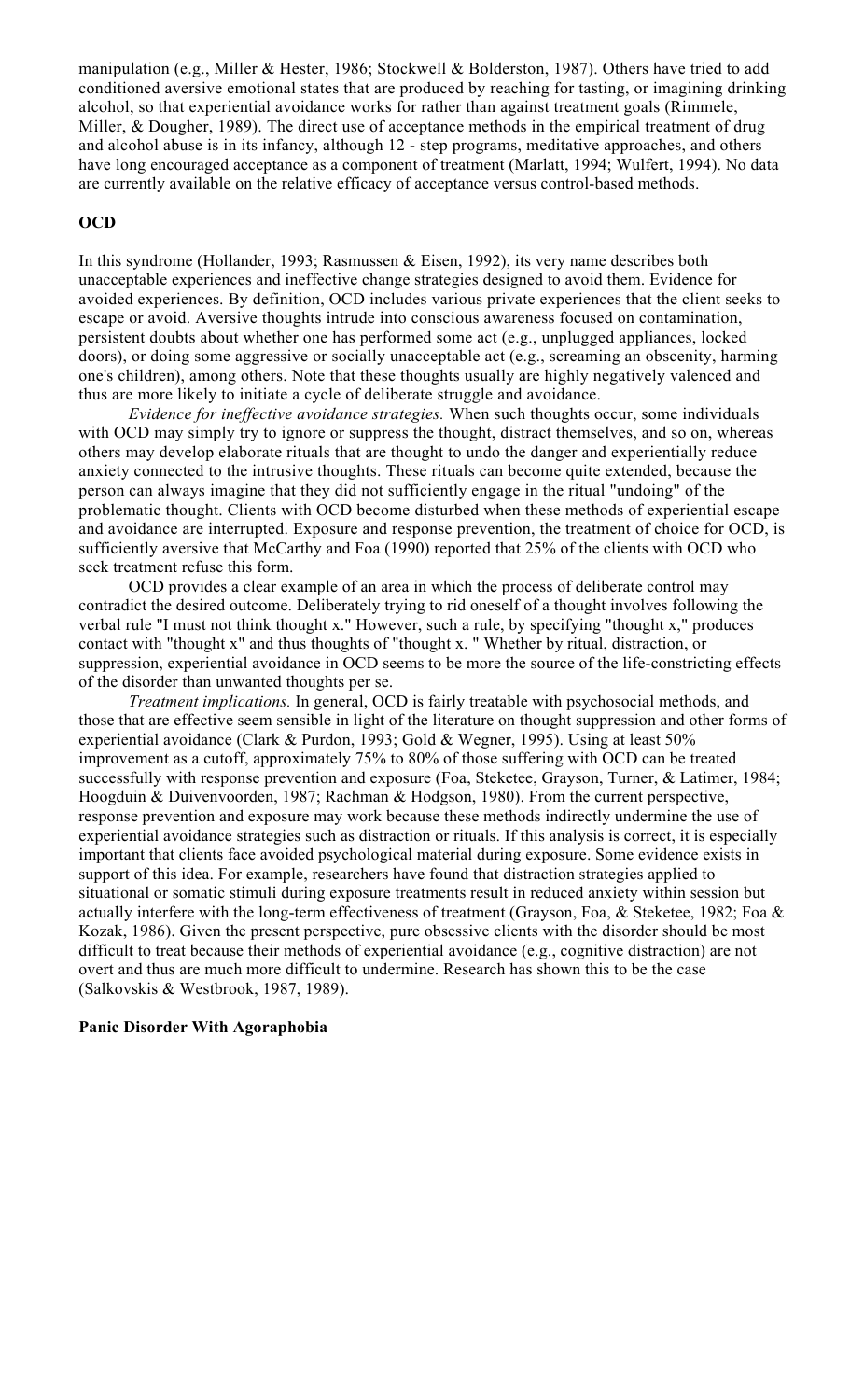manipulation (e.g., Miller & Hester, 1986; Stockwell & Bolderston, 1987). Others have tried to add conditioned aversive emotional states that are produced by reaching for tasting, or imagining drinking alcohol, so that experiential avoidance works for rather than against treatment goals (Rimmele, Miller, & Dougher, 1989). The direct use of acceptance methods in the empirical treatment of drug and alcohol abuse is in its infancy, although 12 - step programs, meditative approaches, and others have long encouraged acceptance as a component of treatment (Marlatt, 1994; Wulfert, 1994). No data are currently available on the relative efficacy of acceptance versus control-based methods.

**OCD**

In this syndrome (Hollander, 1993; Rasmussen & Eisen, 1992), its very name describes both unacceptable experiences and ineffective change strategies designed to avoid them. Evidence for avoided experiences. By definition, OCD includes various private experiences that the client seeks to escape or avoid. Aversive thoughts intrude into conscious awareness focused on contamination, persistent doubts about whether one has performed some act (e.g., unplugged appliances, locked doors), or doing some aggressive or socially unacceptable act (e.g., screaming an obscenity, harming one's children), among others. Note that these thoughts usually are highly negatively valenced and thus are more likely to initiate a cycle of deliberate struggle and avoidance.

*Evidence for ineffective avoidance strategies.* When such thoughts occur, some individuals with OCD may simply try to ignore or suppress the thought, distract themselves, and so on, whereas others may develop elaborate rituals that are thought to undo the danger and experientially reduce anxiety connected to the intrusive thoughts. These rituals can become quite extended, because the person can always imagine that they did not sufficiently engage in the ritual "undoing" of the problematic thought. Clients with OCD become disturbed when these methods of experiential escape and avoidance are interrupted. Exposure and response prevention, the treatment of choice for OCD, is sufficiently aversive that McCarthy and Foa (1990) reported that 25% of the clients with OCD who seek treatment refuse this form.

OCD provides a clear example of an area in which the process of deliberate control may contradict the desired outcome. Deliberately trying to rid oneself of a thought involves following the verbal rule "I must not think thought x." However, such a rule, by specifying "thought x," produces contact with "thought x" and thus thoughts of "thought x. " Whether by ritual, distraction, or suppression, experiential avoidance in OCD seems to be more the source of the life-constricting effects of the disorder than unwanted thoughts per se.

*Treatment implications.* In general, OCD is fairly treatable with psychosocial methods, and those that are effective seem sensible in light of the literature on thought suppression and other forms of experiential avoidance (Clark & Purdon, 1993; Gold & Wegner, 1995). Using at least 50% improvement as a cutoff, approximately 75% to 80% of those suffering with OCD can be treated successfully with response prevention and exposure (Foa, Steketee, Grayson, Turner, & Latimer, 1984; Hoogduin & Duivenvoorden, 1987; Rachman & Hodgson, 1980). From the current perspective, response prevention and exposure may work because these methods indirectly undermine the use of experiential avoidance strategies such as distraction or rituals. If this analysis is correct, it is especially important that clients face avoided psychological material during exposure. Some evidence exists in support of this idea. For example, researchers have found that distraction strategies applied to situational or somatic stimuli during exposure treatments result in reduced anxiety within session but actually interfere with the long-term effectiveness of treatment (Grayson, Foa, & Steketee, 1982; Foa & Kozak, 1986). Given the present perspective, pure obsessive clients with the disorder should be most difficult to treat because their methods of experiential avoidance (e.g., cognitive distraction) are not overt and thus are much more difficult to undermine. Research has shown this to be the case (Salkovskis & Westbrook, 1987, 1989).

**Panic Disorder With Agoraphobia**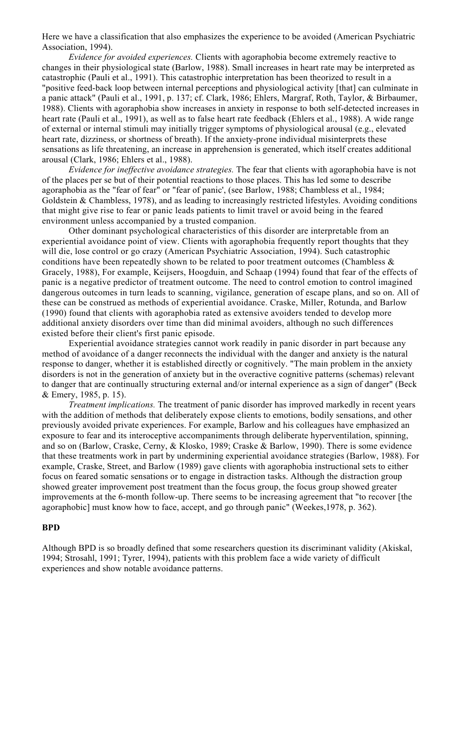Here we have a classification that also emphasizes the experience to be avoided (American Psychiatric Association, 1994).

*Evidence for avoided experiences.* Clients with agoraphobia become extremely reactive to changes in their physiological state (Barlow, 1988). Small increases in heart rate may be interpreted as catastrophic (Pauli et al., 1991). This catastrophic interpretation has been theorized to result in a "positive feed-back loop between internal perceptions and physiological activity [that] can culminate in a panic attack" (Pauli et al., 1991, p. 137; cf. Clark, 1986; Ehlers, Margraf, Roth, Taylor, & Birbaumer, 1988). Clients with agoraphobia show increases in anxiety in response to both self-detected increases in heart rate (Pauli et al., 1991), as well as to false heart rate feedback (Ehlers et al., 1988). A wide range of external or internal stimuli may initially trigger symptoms of physiological arousal (e.g., elevated heart rate, dizziness, or shortness of breath). If the anxiety-prone individual misinterprets these sensations as life threatening, an increase in apprehension is generated, which itself creates additional arousal (Clark, 1986; Ehlers et al., 1988).

*Evidence for ineffective avoidance strategies.* The fear that clients with agoraphobia have is not of the places per se but of their potential reactions to those places. This has led some to describe agoraphobia as the "fear of fear" or "fear of panic', (see Barlow, 1988; Chambless et al., 1984; Goldstein & Chambless, 1978), and as leading to increasingly restricted lifestyles. Avoiding conditions that might give rise to fear or panic leads patients to limit travel or avoid being in the feared environment unless accompanied by a trusted companion.

Other dominant psychological characteristics of this disorder are interpretable from an experiential avoidance point of view. Clients with agoraphobia frequently report thoughts that they will die, lose control or go crazy (American Psychiatric Association, 1994). Such catastrophic conditions have been repeatedly shown to be related to poor treatment outcomes (Chambless & Gracely, 1988), For example, Keijsers, Hoogduin, and Schaap (1994) found that fear of the effects of panic is a negative predictor of treatment outcome. The need to control emotion to control imagined dangerous outcomes in turn leads to scanning, vigilance, generation of escape plans, and so on. All of these can be construed as methods of experiential avoidance. Craske, Miller, Rotunda, and Barlow (1990) found that clients with agoraphobia rated as extensive avoiders tended to develop more additional anxiety disorders over time than did minimal avoiders, although no such differences existed before their client's first panic episode.

Experiential avoidance strategies cannot work readily in panic disorder in part because any method of avoidance of a danger reconnects the individual with the danger and anxiety is the natural response to danger, whether it is established directly or cognitively. "The main problem in the anxiety disorders is not in the generation of anxiety but in the overactive cognitive patterns (schemas) relevant to danger that are continually structuring external and/or internal experience as a sign of danger" (Beck & Emery, 1985, p. 15).

*Treatment implications.* The treatment of panic disorder has improved markedly in recent years with the addition of methods that deliberately expose clients to emotions, bodily sensations, and other previously avoided private experiences. For example, Barlow and his colleagues have emphasized an exposure to fear and its interoceptive accompaniments through deliberate hyperventilation, spinning, and so on (Barlow, Craske, Cerny, & Klosko, 1989; Craske & Barlow, 1990). There is some evidence that these treatments work in part by undermining experiential avoidance strategies (Barlow, 1988). For example, Craske, Street, and Barlow (1989) gave clients with agoraphobia instructional sets to either focus on feared somatic sensations or to engage in distraction tasks. Although the distraction group showed greater improvement post treatment than the focus group, the focus group showed greater improvements at the 6-month follow-up. There seems to be increasing agreement that "to recover [the agoraphobic] must know how to face, accept, and go through panic" (Weekes,1978, p. 362).

**BPD**

Although BPD is so broadly defined that some researchers question its discriminant validity (Akiskal, 1994; Strosahl, 1991; Tyrer, 1994), patients with this problem face a wide variety of difficult experiences and show notable avoidance patterns.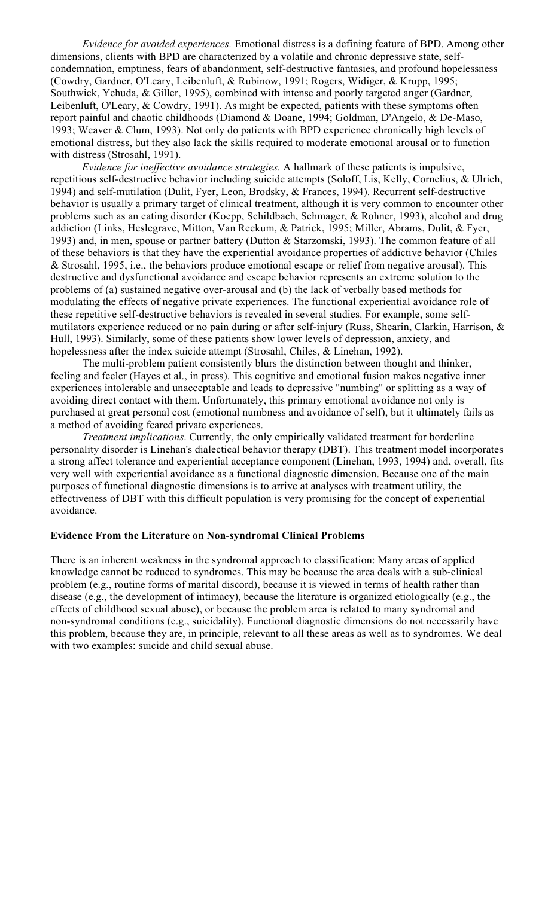*Evidence for avoided experiences.* Emotional distress is a defining feature of BPD. Among other dimensions, clients with BPD are characterized by a volatile and chronic depressive state, self-condemnation, emptiness, fears of abandonment, self-destructive fantasies, and profound hopelessness (Cowdry, Gardner, O'Leary, Leibenluft, & Rubinow, 1991; Rogers, Widiger, & Krupp, 1995; Southwick, Yehuda, & Giller, 1995), combined with intense and poorly targeted anger (Gardner, Leibenluft, O'Leary, & Cowdry, 1991). As might be expected, patients with these symptoms often report painful and chaotic childhoods (Diamond & Doane, 1994; Goldman, D'Angelo, & De-Maso, 1993; Weaver & Clum, 1993). Not only do patients with BPD experience chronically high levels of emotional distress, but they also lack the skills required to moderate emotional arousal or to function with distress (Strosahl, 1991).

*Evidence for ineffective avoidance strategies.* A hallmark of these patients is impulsive, repetitious self-destructive behavior including suicide attempts (Soloff, Lis, Kelly, Cornelius, & Ulrich, 1994) and self-mutilation (Dulit, Fyer, Leon, Brodsky, & Frances, 1994). Recurrent self-destructive behavior is usually a primary target of clinical treatment, although it is very common to encounter other problems such as an eating disorder (Koepp, Schildbach, Schmager, & Rohner, 1993), alcohol and drug addiction (Links, Heslegrave, Mitton, Van Reekum, & Patrick, 1995; Miller, Abrams, Dulit, & Fyer, 1993) and, in men, spouse or partner battery (Dutton & Starzomski, 1993). The common feature of all of these behaviors is that they have the experiential avoidance properties of addictive behavior (Chiles & Strosahl, 1995, i.e., the behaviors produce emotional escape or relief from negative arousal). This destructive and dysfunctional avoidance and escape behavior represents an extreme solution to the problems of (a) sustained negative over-arousal and (b) the lack of verbally based methods for modulating the effects of negative private experiences. The functional experiential avoidance role of these repetitive self-destructive behaviors is revealed in several studies. For example, some self-mutilators experience reduced or no pain during or after self-injury (Russ, Shearin, Clarkin, Harrison, & Hull, 1993). Similarly, some of these patients show lower levels of depression, anxiety, and hopelessness after the index suicide attempt (Strosahl, Chiles, & Linehan, 1992).

The multi-problem patient consistently blurs the distinction between thought and thinker, feeling and feeler (Hayes et al., in press). This cognitive and emotional fusion makes negative inner experiences intolerable and unacceptable and leads to depressive "numbing" or splitting as a way of avoiding direct contact with them. Unfortunately, this primary emotional avoidance not only is purchased at great personal cost (emotional numbness and avoidance of self), but it ultimately fails as a method of avoiding feared private experiences.

*Treatment implications*. Currently, the only empirically validated treatment for borderline personality disorder is Linehan's dialectical behavior therapy (DBT). This treatment model incorporates a strong affect tolerance and experiential acceptance component (Linehan, 1993, 1994) and, overall, fits very well with experiential avoidance as a functional diagnostic dimension. Because one of the main purposes of functional diagnostic dimensions is to arrive at analyses with treatment utility, the effectiveness of DBT with this difficult population is very promising for the concept of experiential avoidance.

### Evidence From the Literature on Non-syndromal Clinical Problems

There is an inherent weakness in the syndromal approach to classification: Many areas of applied knowledge cannot be reduced to syndromes. This may be because the area deals with a sub-clinical problem (e.g., routine forms of marital discord), because it is viewed in terms of health rather than disease (e.g., the development of intimacy), because the literature is organized etiologically (e.g., the effects of childhood sexual abuse), or because the problem area is related to many syndromal and non-syndromal conditions (e.g., suicidality). Functional diagnostic dimensions do not necessarily have this problem, because they are, in principle, relevant to all these areas as well as to syndromes. We deal with two examples: suicide and child sexual abuse.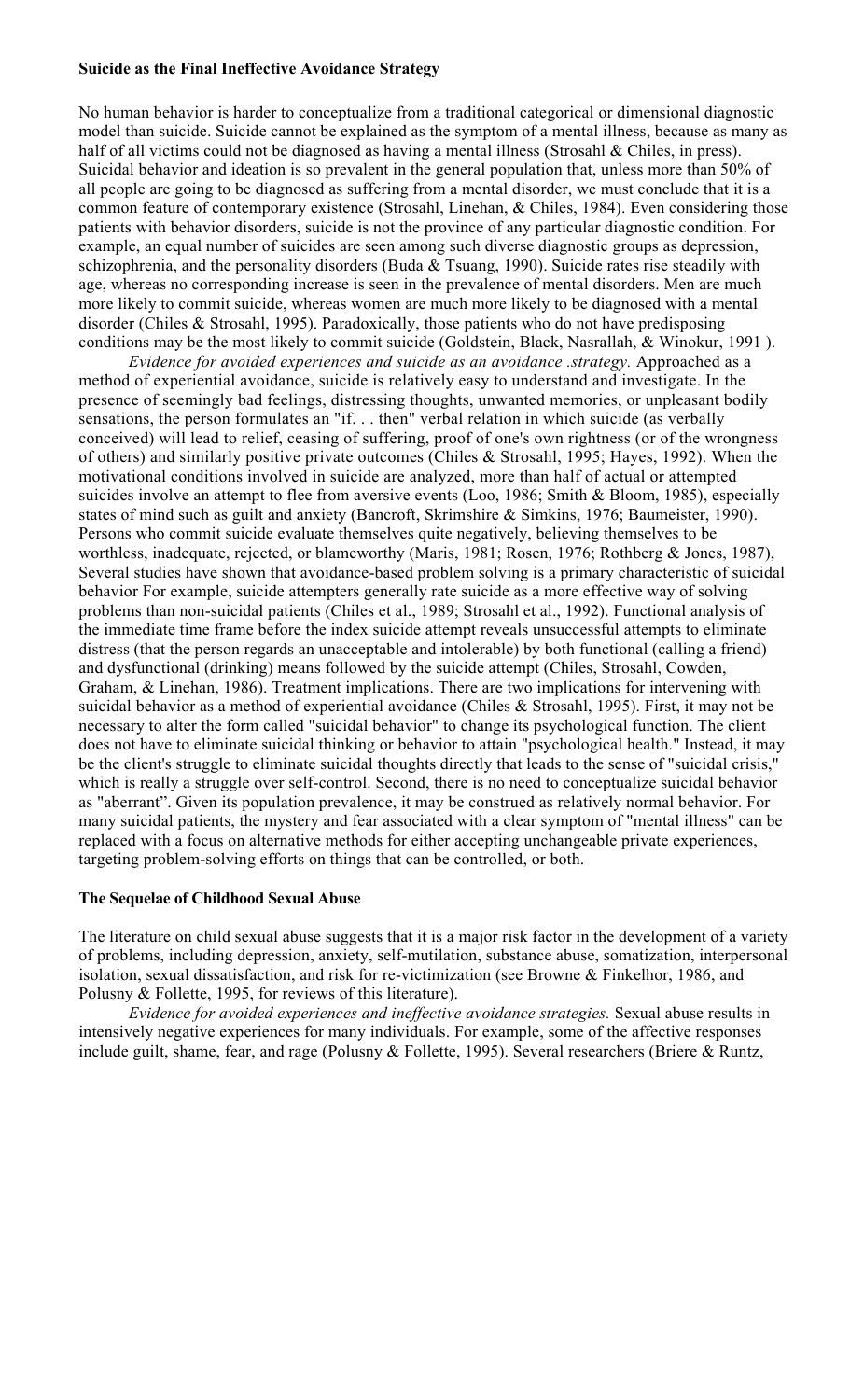**Suicide as the Final Ineffective Avoidance Strategy**

No human behavior is harder to conceptualize from a traditional categorical or dimensional diagnostic model than suicide. Suicide cannot be explained as the symptom of a mental illness, because as many as half of all victims could not be diagnosed as having a mental illness (Strosahl & Chiles, in press). Suicidal behavior and ideation is so prevalent in the general population that, unless more than 50% of all people are going to be diagnosed as suffering from a mental disorder, we must conclude that it is a common feature of contemporary existence (Strosahl, Linehan, & Chiles, 1984). Even considering those patients with behavior disorders, suicide is not the province of any particular diagnostic condition. For example, an equal number of suicides are seen among such diverse diagnostic groups as depression, schizophrenia, and the personality disorders (Buda & Tsuang, 1990). Suicide rates rise steadily with age, whereas no corresponding increase is seen in the prevalence of mental disorders. Men are much more likely to commit suicide, whereas women are much more likely to be diagnosed with a mental disorder (Chiles & Strosahl, 1995). Paradoxically, those patients who do not have predisposing conditions may be the most likely to commit suicide (Goldstein, Black, Nasrallah, & Winokur, 1991 ).

*Evidence for avoided experiences and suicide as an avoidance .strategy.* Approached as a method of experiential avoidance, suicide is relatively easy to understand and investigate. In the presence of seemingly bad feelings, distressing thoughts, unwanted memories, or unpleasant bodily sensations, the person formulates an "if. . . then" verbal relation in which suicide (as verbally conceived) will lead to relief, ceasing of suffering, proof of one's own rightness (or of the wrongness of others) and similarly positive private outcomes (Chiles & Strosahl, 1995; Hayes, 1992). When the motivational conditions involved in suicide are analyzed, more than half of actual or attempted suicides involve an attempt to flee from aversive events (Loo, 1986; Smith & Bloom, 1985), especially states of mind such as guilt and anxiety (Bancroft, Skrimshire & Simkins, 1976; Baumeister, 1990). Persons who commit suicide evaluate themselves quite negatively, believing themselves to be worthless, inadequate, rejected, or blameworthy (Maris, 1981; Rosen, 1976; Rothberg & Jones, 1987), Several studies have shown that avoidance-based problem solving is a primary characteristic of suicidal behavior For example, suicide attempters generally rate suicide as a more effective way of solving problems than non-suicidal patients (Chiles et al., 1989; Strosahl et al., 1992). Functional analysis of the immediate time frame before the index suicide attempt reveals unsuccessful attempts to eliminate distress (that the person regards an unacceptable and intolerable) by both functional (calling a friend) and dysfunctional (drinking) means followed by the suicide attempt (Chiles, Strosahl, Cowden, Graham, & Linehan, 1986). Treatment implications. There are two implications for intervening with suicidal behavior as a method of experiential avoidance (Chiles & Strosahl, 1995). First, it may not be necessary to alter the form called "suicidal behavior" to change its psychological function. The client does not have to eliminate suicidal thinking or behavior to attain "psychological health." Instead, it may be the client's struggle to eliminate suicidal thoughts directly that leads to the sense of "suicidal crisis," which is really a struggle over self-control. Second, there is no need to conceptualize suicidal behavior as "aberrant". Given its population prevalence, it may be construed as relatively normal behavior. For many suicidal patients, the mystery and fear associated with a clear symptom of "mental illness" can be replaced with a focus on alternative methods for either accepting unchangeable private experiences, targeting problem-solving efforts on things that can be controlled, or both.

**The Sequelae of Childhood Sexual Abuse**

The literature on child sexual abuse suggests that it is a major risk factor in the development of a variety of problems, including depression, anxiety, self-mutilation, substance abuse, somatization, interpersonal isolation, sexual dissatisfaction, and risk for re-victimization (see Browne & Finkelhor, 1986, and Polusny & Follette, 1995, for reviews of this literature).

*Evidence for avoided experiences and ineffective avoidance strategies.* Sexual abuse results in intensively negative experiences for many individuals. For example, some of the affective responses include guilt, shame, fear, and rage (Polusny & Follette, 1995). Several researchers (Briere & Runtz,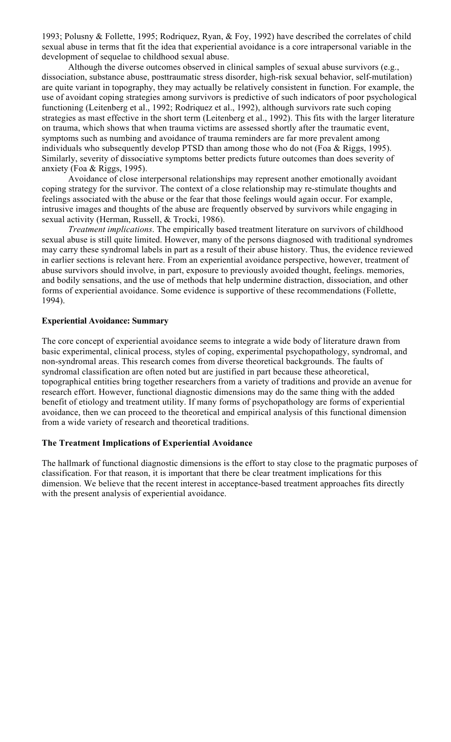1993; Polusny & Follette, 1995; Rodriquez, Ryan, & Foy, 1992) have described the correlates of child sexual abuse in terms that fit the idea that experiential avoidance is a core intrapersonal variable in the development of sequelae to childhood sexual abuse.

Although the diverse outcomes observed in clinical samples of sexual abuse survivors (e.g., dissociation, substance abuse, posttraumatic stress disorder, high-risk sexual behavior, self-mutilation) are quite variant in topography, they may actually be relatively consistent in function. For example, the use of avoidant coping strategies among survivors is predictive of such indicators of poor psychological functioning (Leitenberg et al., 1992; Rodriquez et al., 1992), although survivors rate such coping strategies as mast effective in the short term (Leitenberg et al., 1992). This fits with the larger literature on trauma, which shows that when trauma victims are assessed shortly after the traumatic event, symptoms such as numbing and avoidance of trauma reminders are far more prevalent among individuals who subsequently develop PTSD than among those who do not (Foa & Riggs, 1995). Similarly, severity of dissociative symptoms better predicts future outcomes than does severity of anxiety (Foa & Riggs, 1995).

Avoidance of close interpersonal relationships may represent another emotionally avoidant coping strategy for the survivor. The context of a close relationship may re-stimulate thoughts and feelings associated with the abuse or the fear that those feelings would again occur. For example, intrusive images and thoughts of the abuse are frequently observed by survivors while engaging in sexual activity (Herman, Russell, & Trocki, 1986).

*Treatment implications*. The empirically based treatment literature on survivors of childhood sexual abuse is still quite limited. However, many of the persons diagnosed with traditional syndromes may carry these syndromal labels in part as a result of their abuse history. Thus, the evidence reviewed in earlier sections is relevant here. From an experiential avoidance perspective, however, treatment of abuse survivors should involve, in part, exposure to previously avoided thought, feelings. memories, and bodily sensations, and the use of methods that help undermine distraction, dissociation, and other forms of experiential avoidance. Some evidence is supportive of these recommendations (Follette, 1994).

**Experiential Avoidance: Summary**

The core concept of experiential avoidance seems to integrate a wide body of literature drawn from basic experimental, clinical process, styles of coping, experimental psychopathology, syndromal, and non-syndromal areas. This research comes from diverse theoretical backgrounds. The faults of syndromal classification are often noted but are justified in part because these atheoretical, topographical entities bring together researchers from a variety of traditions and provide an avenue for research effort. However, functional diagnostic dimensions may do the same thing with the added benefit of etiology and treatment utility. If many forms of psychopathology are forms of experiential avoidance, then we can proceed to the theoretical and empirical analysis of this functional dimension from a wide variety of research and theoretical traditions.

**The Treatment Implications of Experiential Avoidance**

The hallmark of functional diagnostic dimensions is the effort to stay close to the pragmatic purposes of classification. For that reason, it is important that there be clear treatment implications for this dimension. We believe that the recent interest in acceptance-based treatment approaches fits directly with the present analysis of experiential avoidance.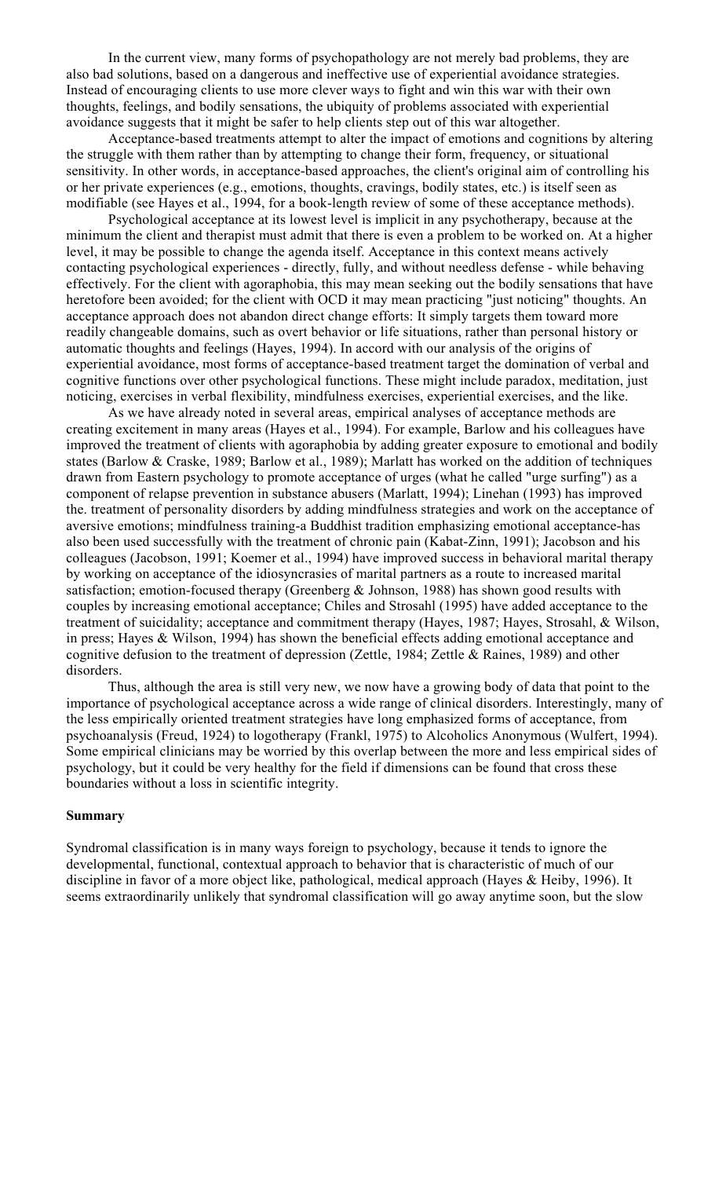In the current view, many forms of psychopathology are not merely bad problems, they are also bad solutions, based on a dangerous and ineffective use of experiential avoidance strategies. Instead of encouraging clients to use more clever ways to fight and win this war with their own thoughts, feelings, and bodily sensations, the ubiquity of problems associated with experiential avoidance suggests that it might be safer to help clients step out of this war altogether.

Acceptance-based treatments attempt to alter the impact of emotions and cognitions by altering the struggle with them rather than by attempting to change their form, frequency, or situational sensitivity. In other words, in acceptance-based approaches, the client's original aim of controlling his or her private experiences (e.g., emotions, thoughts, cravings, bodily states, etc.) is itself seen as modifiable (see Hayes et al., 1994, for a book-length review of some of these acceptance methods).

Psychological acceptance at its lowest level is implicit in any psychotherapy, because at the minimum the client and therapist must admit that there is even a problem to be worked on. At a higher level, it may be possible to change the agenda itself. Acceptance in this context means actively contacting psychological experiences - directly, fully, and without needless defense - while behaving effectively. For the client with agoraphobia, this may mean seeking out the bodily sensations that have heretofore been avoided; for the client with OCD it may mean practicing "just noticing" thoughts. An acceptance approach does not abandon direct change efforts: It simply targets them toward more readily changeable domains, such as overt behavior or life situations, rather than personal history or automatic thoughts and feelings (Hayes, 1994). In accord with our analysis of the origins of experiential avoidance, most forms of acceptance-based treatment target the domination of verbal and cognitive functions over other psychological functions. These might include paradox, meditation, just noticing, exercises in verbal flexibility, mindfulness exercises, experiential exercises, and the like.

As we have already noted in several areas, empirical analyses of acceptance methods are creating excitement in many areas (Hayes et al., 1994). For example, Barlow and his colleagues have improved the treatment of clients with agoraphobia by adding greater exposure to emotional and bodily states (Barlow & Craske, 1989; Barlow et al., 1989); Marlatt has worked on the addition of techniques drawn from Eastern psychology to promote acceptance of urges (what he called "urge surfing") as a component of relapse prevention in substance abusers (Marlatt, 1994); Linehan (1993) has improved the. treatment of personality disorders by adding mindfulness strategies and work on the acceptance of aversive emotions; mindfulness training-a Buddhist tradition emphasizing emotional acceptance-has also been used successfully with the treatment of chronic pain (Kabat-Zinn, 1991); Jacobson and his colleagues (Jacobson, 1991; Koerner et al., 1994) have improved success in behavioral marital therapy by working on acceptance of the idiosyncrasies of marital partners as a route to increased marital satisfaction; emotion-focused therapy (Greenberg & Johnson, 1988) has shown good results with couples by increasing emotional acceptance; Chiles and Strosahl (1995) have added acceptance to the treatment of suicidality; acceptance and commitment therapy (Hayes, 1987; Hayes, Strosahl, & Wilson, in press; Hayes & Wilson, 1994) has shown the beneficial effects adding emotional acceptance and cognitive defusion to the treatment of depression (Zettle, 1984; Zettle & Raines, 1989) and other disorders.

Thus, although the area is still very new, we now have a growing body of data that point to the importance of psychological acceptance across a wide range of clinical disorders. Interestingly, many of the less empirically oriented treatment strategies have long emphasized forms of acceptance, from psychoanalysis (Freud, 1924) to logotherapy (Frankl, 1975) to Alcoholics Anonymous (Wulfert, 1994). Some empirical clinicians may be worried by this overlap between the more and less empirical sides of psychology, but it could be very healthy for the field if dimensions can be found that cross these boundaries without a loss in scientific integrity.

**Summary**

Syndromal classification is in many ways foreign to psychology, because it tends to ignore the developmental, functional, contextual approach to behavior that is characteristic of much of our discipline in favor of a more object like, pathological, medical approach (Hayes & Heiby, 1996). It seems extraordinarily unlikely that syndromal classification will go away anytime soon, but the slow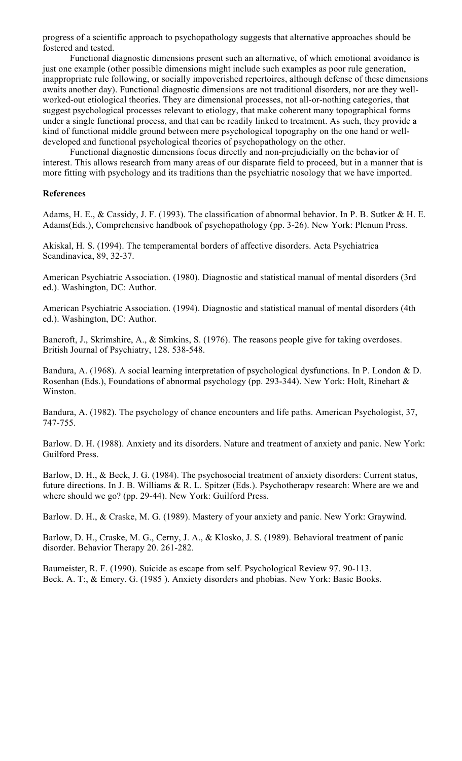progress of a scientific approach to psychopathology suggests that alternative approaches should be fostered and tested.

Functional diagnostic dimensions present such an alternative, of which emotional avoidance is just one example (other possible dimensions might include such examples as poor rule generation, inappropriate rule following, or socially impoverished repertoires, although defense of these dimensions awaits another day). Functional diagnostic dimensions are not traditional disorders, nor are they well-worked-out etiological theories. They are dimensional processes, not all-or-nothing categories, that suggest psychological processes relevant to etiology, that make coherent many topographical forms under a single functional process, and that can be readily linked to treatment. As such, they provide a kind of functional middle ground between mere psychological topography on the one hand or well-developed and functional psychological theories of psychopathology on the other.

Functional diagnostic dimensions focus directly and non-prejudicially on the behavior of interest. This allows research from many areas of our disparate field to proceed, but in a manner that is more fitting with psychology and its traditions than the psychiatric nosology that we have imported.

**References**

Adams, H. E., & Cassidy, J. F. (1993). The classification of abnormal behavior. In P. B. Sutker & H. E. Adams(Eds.), Comprehensive handbook of psychopathology (pp. 3-26). New York: Plenum Press.

Akiskal, H. S. (1994). The temperamental borders of affective disorders. Acta Psychiatrica Scandinavica, 89, 32-37.

American Psychiatric Association. (1980). Diagnostic and statistical manual of mental disorders (3rd ed.). Washington, DC: Author.

American Psychiatric Association. (1994). Diagnostic and statistical manual of mental disorders (4th ed.). Washington, DC: Author.

Bancroft, J., Skrimshire, A., & Simkins, S. (1976). The reasons people give for taking overdoses. British Journal of Psychiatry, 128. 538-548.

Bandura, A. (1968). A social learning interpretation of psychological dysfunctions. In P. London & D. Rosenhan (Eds.), Foundations of abnormal psychology (pp. 293-344). New York: Holt, Rinehart & Winston.

Bandura, A. (1982). The psychology of chance encounters and life paths. American Psychologist, 37, 747-755.

Barlow. D. H. (1988). Anxiety and its disorders. Nature and treatment of anxiety and panic. New York: Guilford Press.

Barlow, D. H., & Beck, J. G. (1984). The psychosocial treatment of anxiety disorders: Current status, future directions. In J. B. Williams & R. L. Spitzer (Eds.). Psychotherapv research: Where are we and where should we go? (pp. 29-44). New York: Guilford Press.

Barlow. D. H., & Craske, M. G. (1989). Mastery of your anxiety and panic. New York: Graywind.

Barlow, D. H., Craske, M. G., Cerny, J. A., & Klosko, J. S. (1989). Behavioral treatment of panic disorder. Behavior Therapy 20. 261-282.

Baumeister, R. F. (1990). Suicide as escape from self. Psychological Review 97. 90-113.
Beck. A. T:, & Emery. G. (1985 ). Anxiety disorders and phobias. New York: Basic Books.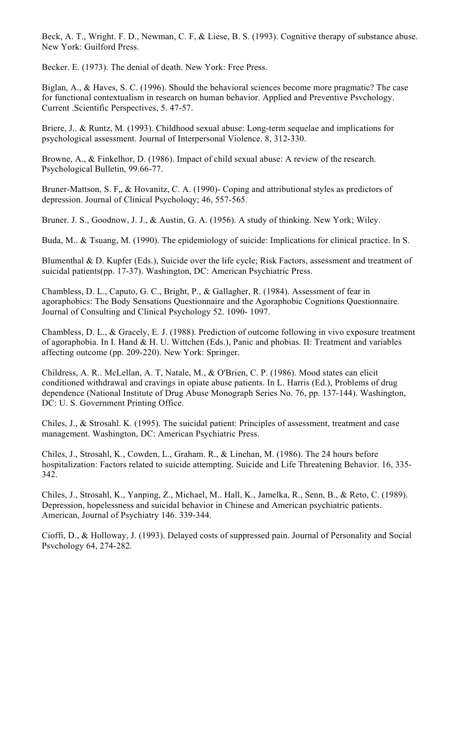Beck, A. T., Wright. F. D., Newman, C. F, & Liese, B. S. (1993). Cognitive therapy of substance abuse. New York: Guilford Press.

Becker. E. (1973). The denial of death. New York: Free Press.

Biglan, A., & Haves, S. C. (1996). Should the behavioral sciences become more pragmatic? The case for functional contextualism in research on human behavior. Applied and Preventive Psvchology. Current .Scientific Perspectives, 5. 47-57.

Briere, J.. & Runtz, M. (1993). Childhood sexual abuse: Long-term sequelae and implications for psychological assessment. Journal of Interpersonal Violence. 8, 312-330.

Browne, A., & Finkelhor, D. (1986). Impact of child sexual abuse: A review of the research. Psychological Bulletin, 99.66-77.

Bruner-Mattson, S. F,, & Hovanitz, C. A. (1990)- Coping and attributional styles as predictors of depression. Journal of Clinical Psycholoqy; 46, 557-565.

Bruner. J. S., Goodnow, J. J., & Austin, G. A. (1956). A study of thinking. New York; Wiley.

Buda, M.. & Tsuang, M. (1990). The epidemiology of suicide: Implications for clinical practice. In S.

Blumenthal & D. Kupfer (Eds.), Suicide over the life cycle; Risk Factors, assessment and treatment of suicidal patients(pp. 17-37). Washington, DC: American Psychiatric Press.

Chambless, D. L., Caputo, G. C., Bright, P., & Gallagher, R. (1984). Assessment of fear in agoraphobics: The Body Sensations Questionnaire and the Agoraphobic Cognitions Questionnaire. Journal of Consulting and Clinical Psychology 52. 1090- 1097.

Chambless, D. L., & Gracely, E. J. (1988). Prediction of outcome following in vivo exposure treatment of agoraphobia. In I. Hand & H. U. Wittchen (Eds.), Panic and phobias. II: Treatment and variables affecting outcome (pp. 209-220). New York: Springer.

Childress, A. R.. McLellan, A. T, Natale, M., & O'Brien, C. P. (1986). Mood states can elicit conditioned withdrawal and cravings in opiate abuse patients. In L. Harris (Ed.), Problems of drug dependence (National Institute of Drug Abuse Monograph Series No. 76, pp. 137-144). Washington, DC: U. S. Government Printing Office.

Chiles, J., & Strosahl. K. (1995). The suicidal patient: Principles of assessment, treatment and case management. Washington, DC: American Psychiatric Press.

Chiles, J., Strosahl, K., Cowden, L., Graham. R., & Linehan, M. (1986). The 24 hours before hospitalization: Factors related to suicide attempting. Suicide and Life Threatening Behavior. 16, 335-342.

Chiles, J., Strosahl, K., Yanping, Z., Michael, M.. Hall, K., Jamelka, R., Senn, B., & Reto, C. (1989). Depression, hopelessness and suicidal behavior in Chinese and American psychiatric patients. American, Journal of Psychiatry 146. 339-344.

Cioffi, D., & Holloway, J. (1993). Delayed costs of suppressed pain. Journal of Personality and Social Psvchology 64, 274-282.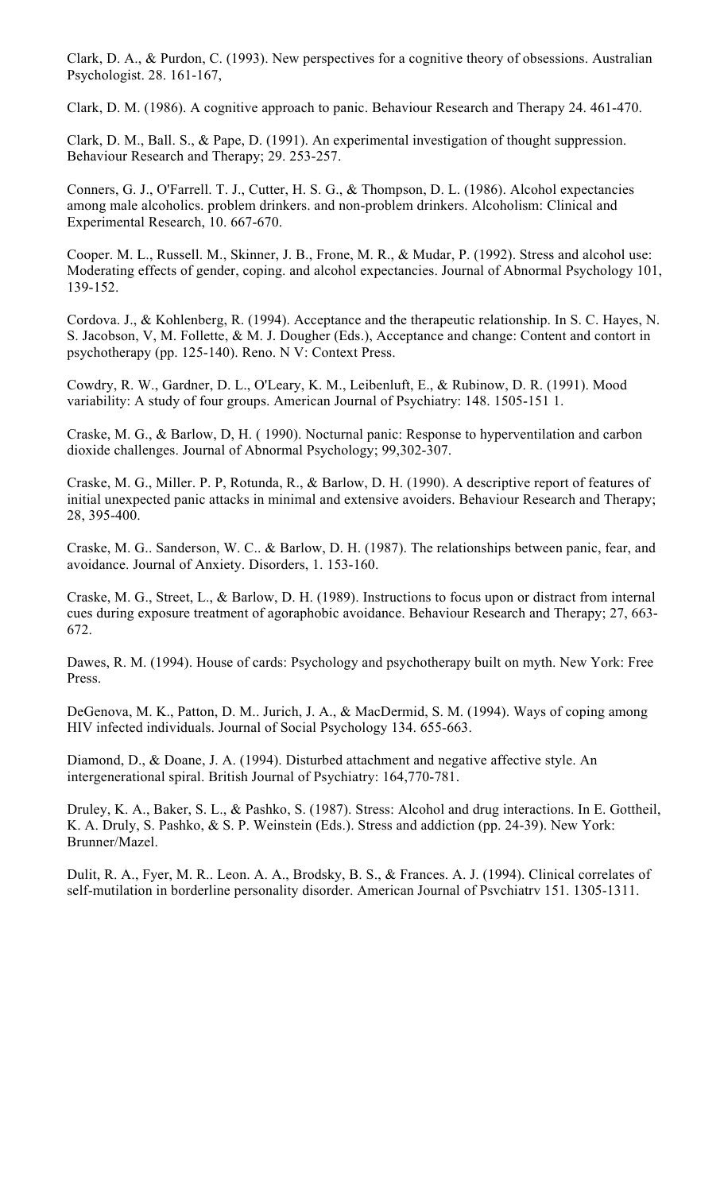Clark, D. A., & Purdon, C. (1993). New perspectives for a cognitive theory of obsessions. Australian Psychologist. 28. 161-167,

Clark, D. M. (1986). A cognitive approach to panic. Behaviour Research and Therapy 24. 461-470.

Clark, D. M., Ball. S., & Pape, D. (1991). An experimental investigation of thought suppression. Behaviour Research and Therapy; 29. 253-257.

Conners, G. J., O'Farrell. T. J., Cutter, H. S. G., & Thompson, D. L. (1986). Alcohol expectancies among male alcoholics. problem drinkers. and non-problem drinkers. Alcoholism: Clinical and Experimental Research, 10. 667-670.

Cooper. M. L., Russell. M., Skinner, J. B., Frone, M. R., & Mudar, P. (1992). Stress and alcohol use: Moderating effects of gender, coping. and alcohol expectancies. Journal of Abnormal Psychology 101, 139-152.

Cordova. J., & Kohlenberg, R. (1994). Acceptance and the therapeutic relationship. In S. C. Hayes, N. S. Jacobson, V, M. Follette, & M. J. Dougher (Eds.), Acceptance and change: Content and contort in psychotherapy (pp. 125-140). Reno. N V: Context Press.

Cowdry, R. W., Gardner, D. L., O'Leary, K. M., Leibenluft, E., & Rubinow, D. R. (1991). Mood variability: A study of four groups. American Journal of Psychiatry: 148. 1505-151 1.

Craske, M. G., & Barlow, D, H. ( 1990). Nocturnal panic: Response to hyperventilation and carbon dioxide challenges. Journal of Abnormal Psychology; 99,302-307.

Craske, M. G., Miller. P. P, Rotunda, R., & Barlow, D. H. (1990). A descriptive report of features of initial unexpected panic attacks in minimal and extensive avoiders. Behaviour Research and Therapy; 28, 395-400.

Craske, M. G.. Sanderson, W. C.. & Barlow, D. H. (1987). The relationships between panic, fear, and avoidance. Journal of Anxiety. Disorders, 1. 153-160.

Craske, M. G., Street, L., & Barlow, D. H. (1989). Instructions to focus upon or distract from internal cues during exposure treatment of agoraphobic avoidance. Behaviour Research and Therapy; 27, 663-672.

Dawes, R. M. (1994). House of cards: Psychology and psychotherapy built on myth. New York: Free Press.

DeGenova, M. K., Patton, D. M.. Jurich, J. A., & MacDermid, S. M. (1994). Ways of coping among HIV infected individuals. Journal of Social Psychology 134. 655-663.

Diamond, D., & Doane, J. A. (1994). Disturbed attachment and negative affective style. An intergenerational spiral. British Journal of Psychiatry: 164,770-781.

Druley, K. A., Baker, S. L., & Pashko, S. (1987). Stress: Alcohol and drug interactions. In E. Gottheil, K. A. Druly, S. Pashko, & S. P. Weinstein (Eds.). Stress and addiction (pp. 24-39). New York: Brunner/Mazel.

Dulit, R. A., Fyer, M. R.. Leon. A. A., Brodsky, B. S., & Frances. A. J. (1994). Clinical correlates of self-mutilation in borderline personality disorder. American Journal of Psvchiatrv 151. 1305-1311.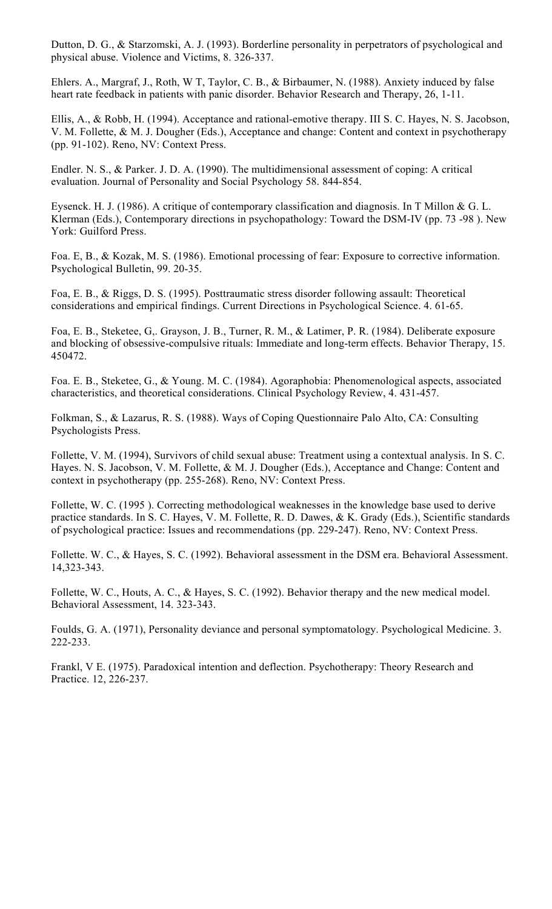Dutton, D. G., & Starzomski, A. J. (1993). Borderline personality in perpetrators of psychological and physical abuse. Violence and Victims, 8. 326-337.

Ehlers. A., Margraf, J., Roth, W T, Taylor, C. B., & Birbaumer, N. (1988). Anxiety induced by false heart rate feedback in patients with panic disorder. Behavior Research and Therapy, 26, 1-11.

Ellis, A., & Robb, H. (1994). Acceptance and rational-emotive therapy. III S. C. Hayes, N. S. Jacobson, V. M. Follette, & M. J. Dougher (Eds.), Acceptance and change: Content and context in psychotherapy (pp. 91-102). Reno, NV: Context Press.

Endler. N. S., & Parker. J. D. A. (1990). The multidimensional assessment of coping: A critical evaluation. Journal of Personality and Social Psychology 58. 844-854.

Eysenck. H. J. (1986). A critique of contemporary classification and diagnosis. In T Millon & G. L. Klerman (Eds.), Contemporary directions in psychopathology: Toward the DSM-IV (pp. 73 -98 ). New York: Guilford Press.

Foa. E, B., & Kozak, M. S. (1986). Emotional processing of fear: Exposure to corrective information. Psychological Bulletin, 99. 20-35.

Foa, E. B., & Riggs, D. S. (1995). Posttraumatic stress disorder following assault: Theoretical considerations and empirical findings. Current Directions in Psychological Science. 4. 61-65.

Foa, E. B., Steketee, G,. Grayson, J. B., Turner, R. M., & Latimer, P. R. (1984). Deliberate exposure and blocking of obsessive-compulsive rituals: Immediate and long-term effects. Behavior Therapy, 15. 450472.

Foa. E. B., Steketee, G., & Young. M. C. (1984). Agoraphobia: Phenomenological aspects, associated characteristics, and theoretical considerations. Clinical Psychology Review, 4. 431-457.

Folkman, S., & Lazarus, R. S. (1988). Ways of Coping Questionnaire Palo Alto, CA: Consulting Psychologists Press.

Follette, V. M. (1994), Survivors of child sexual abuse: Treatment using a contextual analysis. In S. C. Hayes. N. S. Jacobson, V. M. Follette, & M. J. Dougher (Eds.), Acceptance and Change: Content and context in psychotherapy (pp. 255-268). Reno, NV: Context Press.

Follette, W. C. (1995 ). Correcting methodological weaknesses in the knowledge base used to derive practice standards. In S. C. Hayes, V. M. Follette, R. D. Dawes, & K. Grady (Eds.), Scientific standards of psychological practice: Issues and recommendations (pp. 229-247). Reno, NV: Context Press.

Follette. W. C., & Hayes, S. C. (1992). Behavioral assessment in the DSM era. Behavioral Assessment. 14,323-343.

Follette, W. C., Houts, A. C., & Hayes, S. C. (1992). Behavior therapy and the new medical model. Behavioral Assessment, 14. 323-343.

Foulds, G. A. (1971), Personality deviance and personal symptomatology. Psychological Medicine. 3. 222-233.

Frankl, V E. (1975). Paradoxical intention and deflection. Psychotherapy: Theory Research and Practice. 12, 226-237.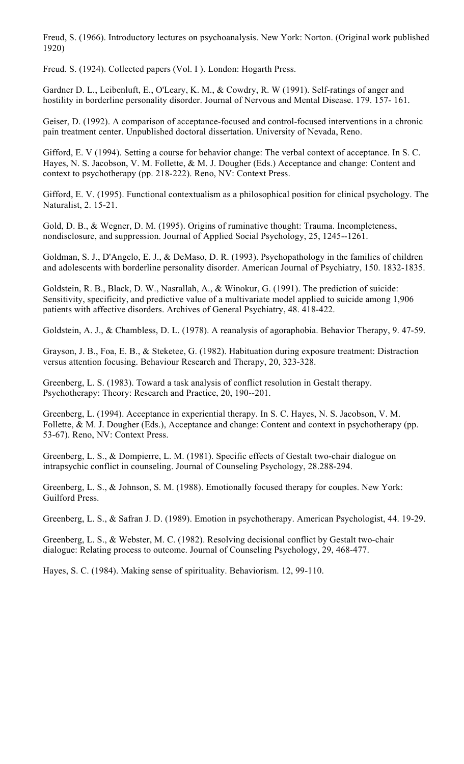Freud, S. (1966). Introductory lectures on psychoanalysis. New York: Norton. (Original work published 1920)

Freud. S. (1924). Collected papers (Vol. I ). London: Hogarth Press.

Gardner D. L., Leibenluft, E., O'Leary, K. M., & Cowdry, R. W (1991). Self-ratings of anger and hostility in borderline personality disorder. Journal of Nervous and Mental Disease. 179. 157- 161.

Geiser, D. (1992). A comparison of acceptance-focused and control-focused interventions in a chronic pain treatment center. Unpublished doctoral dissertation. University of Nevada, Reno.

Gifford, E. V (1994). Setting a course for behavior change: The verbal context of acceptance. In S. C. Hayes, N. S. Jacobson, V. M. Follette, & M. J. Dougher (Eds.) Acceptance and change: Content and context to psychotherapy (pp. 218-222). Reno, NV: Context Press.

Gifford, E. V. (1995). Functional contextualism as a philosophical position for clinical psychology. The Naturalist, 2. 15-21.

Gold, D. B., & Wegner, D. M. (1995). Origins of ruminative thought: Trauma. Incompleteness, nondisclosure, and suppression. Journal of Applied Social Psychology, 25, 1245--1261.

Goldman, S. J., D'Angelo, E. J., & DeMaso, D. R. (1993). Psychopathology in the families of children and adolescents with borderline personality disorder. American Journal of Psychiatry, 150. 1832-1835.

Goldstein, R. B., Black, D. W., Nasrallah, A., & Winokur, G. (1991). The prediction of suicide: Sensitivity, specificity, and predictive value of a multivariate model applied to suicide among 1,906 patients with affective disorders. Archives of General Psychiatry, 48. 418-422.

Goldstein, A. J., & Chambless, D. L. (1978). A reanalysis of agoraphobia. Behavior Therapy, 9. 47-59.

Grayson, J. B., Foa, E. B., & Steketee, G. (1982). Habituation during exposure treatment: Distraction versus attention focusing. Behaviour Research and Therapy, 20, 323-328.

Greenberg, L. S. (1983). Toward a task analysis of conflict resolution in Gestalt therapy. Psychotherapy: Theory: Research and Practice, 20, 190--201.

Greenberg, L. (1994). Acceptance in experiential therapy. In S. C. Hayes, N. S. Jacobson, V. M. Follette, & M. J. Dougher (Eds.), Acceptance and change: Content and context in psychotherapy (pp. 53-67). Reno, NV: Context Press.

Greenberg, L. S., & Dompierre, L. M. (1981). Specific effects of Gestalt two-chair dialogue on intrapsychic conflict in counseling. Journal of Counseling Psychology, 28.288-294.

Greenberg, L. S., & Johnson, S. M. (1988). Emotionally focused therapy for couples. New York: Guilford Press.

Greenberg, L. S., & Safran J. D. (1989). Emotion in psychotherapy. American Psychologist, 44. 19-29.

Greenberg, L. S., & Webster, M. C. (1982). Resolving decisional conflict by Gestalt two-chair dialogue: Relating process to outcome. Journal of Counseling Psychology, 29, 468-477.

Hayes, S. C. (1984). Making sense of spirituality. Behaviorism. 12, 99-110.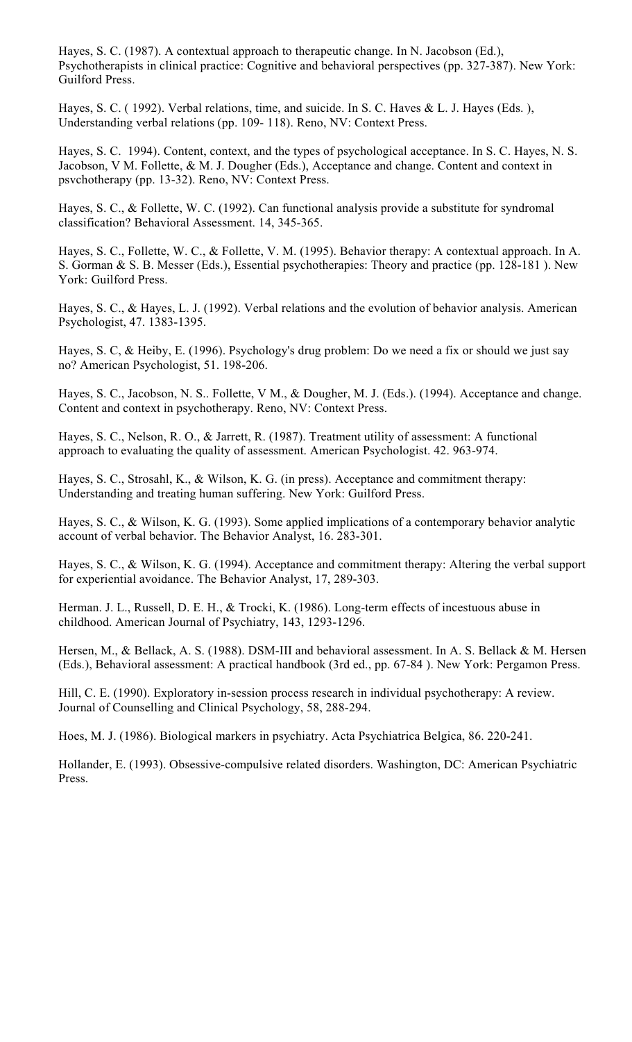Hayes, S. C. (1987). A contextual approach to therapeutic change. In N. Jacobson (Ed.), Psychotherapists in clinical practice: Cognitive and behavioral perspectives (pp. 327-387). New York: Guilford Press.

Hayes, S. C. ( 1992). Verbal relations, time, and suicide. In S. C. Haves & L. J. Hayes (Eds. ), Understanding verbal relations (pp. 109- 118). Reno, NV: Context Press.

Hayes, S. C.  1994). Content, context, and the types of psychological acceptance. In S. C. Hayes, N. S. Jacobson, V M. Follette, & M. J. Dougher (Eds.), Acceptance and change. Content and context in psvchotherapy (pp. 13-32). Reno, NV: Context Press.

Hayes, S. C., & Follette, W. C. (1992). Can functional analysis provide a substitute for syndromal classification? Behavioral Assessment. 14, 345-365.

Hayes, S. C., Follette, W. C., & Follette, V. M. (1995). Behavior therapy: A contextual approach. In A. S. Gorman & S. B. Messer (Eds.), Essential psychotherapies: Theory and practice (pp. 128-181 ). New York: Guilford Press.

Hayes, S. C., & Hayes, L. J. (1992). Verbal relations and the evolution of behavior analysis. American Psychologist, 47. 1383-1395.

Hayes, S. C, & Heiby, E. (1996). Psychology's drug problem: Do we need a fix or should we just say no? American Psychologist, 51. 198-206.

Hayes, S. C., Jacobson, N. S.. Follette, V M., & Dougher, M. J. (Eds.). (1994). Acceptance and change. Content and context in psychotherapy. Reno, NV: Context Press.

Hayes, S. C., Nelson, R. O., & Jarrett, R. (1987). Treatment utility of assessment: A functional approach to evaluating the quality of assessment. American Psychologist. 42. 963-974.

Hayes, S. C., Strosahl, K., & Wilson, K. G. (in press). Acceptance and commitment therapy: Understanding and treating human suffering. New York: Guilford Press.

Hayes, S. C., & Wilson, K. G. (1993). Some applied implications of a contemporary behavior analytic account of verbal behavior. The Behavior Analyst, 16. 283-301.

Hayes, S. C., & Wilson, K. G. (1994). Acceptance and commitment therapy: Altering the verbal support for experiential avoidance. The Behavior Analyst, 17, 289-303.

Herman. J. L., Russell, D. E. H., & Trocki, K. (1986). Long-term effects of incestuous abuse in childhood. American Journal of Psychiatry, 143, 1293-1296.

Hersen, M., & Bellack, A. S. (1988). DSM-III and behavioral assessment. In A. S. Bellack & M. Hersen (Eds.), Behavioral assessment: A practical handbook (3rd ed., pp. 67-84 ). New York: Pergamon Press.

Hill, C. E. (1990). Exploratory in-session process research in individual psychotherapy: A review. Journal of Counselling and Clinical Psychology, 58, 288-294.

Hoes, M. J. (1986). Biological markers in psychiatry. Acta Psychiatrica Belgica, 86. 220-241.

Hollander, E. (1993). Obsessive-compulsive related disorders. Washington, DC: American Psychiatric Press.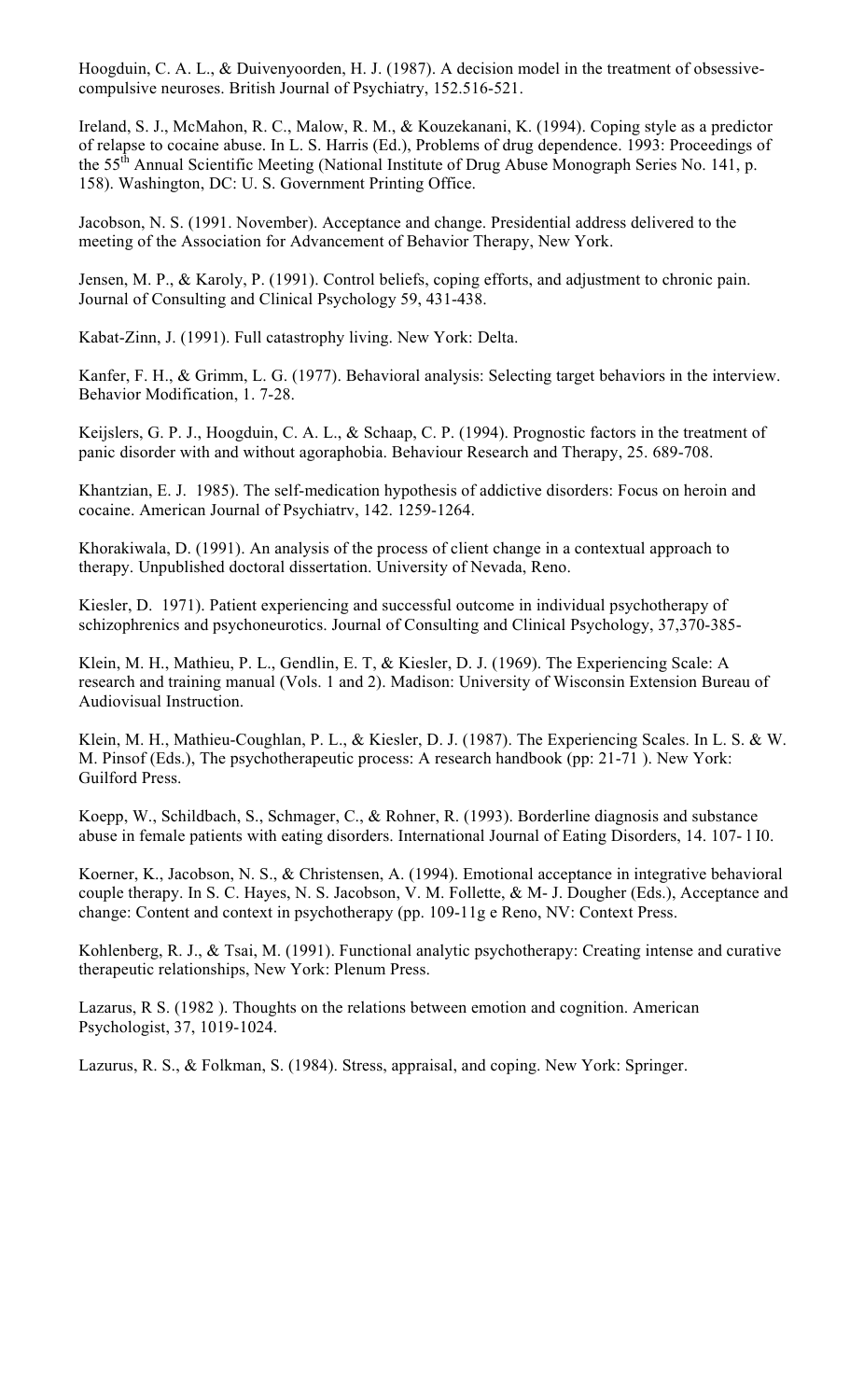Hoogduin, C. A. L., & Duivenyoorden, H. J. (1987). A decision model in the treatment of obsessive-compulsive neuroses. British Journal of Psychiatry, 152.516-521.

Ireland, S. J., McMahon, R. C., Malow, R. M., & Kouzekanani, K. (1994). Coping style as a predictor of relapse to cocaine abuse. In L. S. Harris (Ed.), Problems of drug dependence. 1993: Proceedings of the 55th Annual Scientific Meeting (National Institute of Drug Abuse Monograph Series No. 141, p. 158). Washington, DC: U. S. Government Printing Office.

Jacobson, N. S. (1991. November). Acceptance and change. Presidential address delivered to the meeting of the Association for Advancement of Behavior Therapy, New York.

Jensen, M. P., & Karoly, P. (1991). Control beliefs, coping efforts, and adjustment to chronic pain. Journal of Consulting and Clinical Psychology 59, 431-438.

Kabat-Zinn, J. (1991). Full catastrophy living. New York: Delta.

Kanfer, F. H., & Grimm, L. G. (1977). Behavioral analysis: Selecting target behaviors in the interview. Behavior Modification, 1. 7-28.

Keijslers, G. P. J., Hoogduin, C. A. L., & Schaap, C. P. (1994). Prognostic factors in the treatment of panic disorder with and without agoraphobia. Behaviour Research and Therapy, 25. 689-708.

Khantzian, E. J. 1985). The self-medication hypothesis of addictive disorders: Focus on heroin and cocaine. American Journal of Psychiatrv, 142. 1259-1264.

Khorakiwala, D. (1991). An analysis of the process of client change in a contextual approach to therapy. Unpublished doctoral dissertation. University of Nevada, Reno.

Kiesler, D. 1971). Patient experiencing and successful outcome in individual psychotherapy of schizophrenics and psychoneurotics. Journal of Consulting and Clinical Psychology, 37,370-385-

Klein, M. H., Mathieu, P. L., Gendlin, E. T, & Kiesler, D. J. (1969). The Experiencing Scale: A research and training manual (Vols. 1 and 2). Madison: University of Wisconsin Extension Bureau of Audiovisual Instruction.

Klein, M. H., Mathieu-Coughlan, P. L., & Kiesler, D. J. (1987). The Experiencing Scales. In L. S. & W. M. Pinsof (Eds.), The psychotherapeutic process: A research handbook (pp: 21-71 ). New York: Guilford Press.

Koepp, W., Schildbach, S., Schmager, C., & Rohner, R. (1993). Borderline diagnosis and substance abuse in female patients with eating disorders. International Journal of Eating Disorders, 14. 107- l I0.

Koerner, K., Jacobson, N. S., & Christensen, A. (1994). Emotional acceptance in integrative behavioral couple therapy. In S. C. Hayes, N. S. Jacobson, V. M. Follette, & M- J. Dougher (Eds.), Acceptance and change: Content and context in psychotherapy (pp. 109-11g e Reno, NV: Context Press.

Kohlenberg, R. J., & Tsai, M. (1991). Functional analytic psychotherapy: Creating intense and curative therapeutic relationships, New York: Plenum Press.

Lazarus, R S. (1982 ). Thoughts on the relations between emotion and cognition. American Psychologist, 37, 1019-1024.

Lazurus, R. S., & Folkman, S. (1984). Stress, appraisal, and coping. New York: Springer.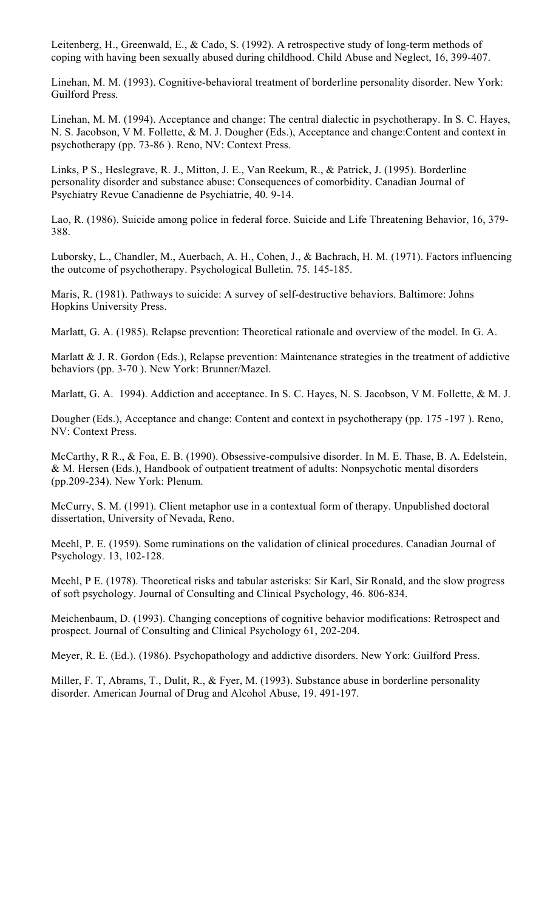Leitenberg, H., Greenwald, E., & Cado, S. (1992). A retrospective study of long-term methods of coping with having been sexually abused during childhood. Child Abuse and Neglect, 16, 399-407.

Linehan, M. M. (1993). Cognitive-behavioral treatment of borderline personality disorder. New York: Guilford Press.

Linehan, M. M. (1994). Acceptance and change: The central dialectic in psychotherapy. In S. C. Hayes, N. S. Jacobson, V M. Follette, & M. J. Dougher (Eds.), Acceptance and change:Content and context in psychotherapy (pp. 73-86 ). Reno, NV: Context Press.

Links, P S., Heslegrave, R. J., Mitton, J. E., Van Reekum, R., & Patrick, J. (1995). Borderline personality disorder and substance abuse: Consequences of comorbidity. Canadian Journal of Psychiatry Revue Canadienne de Psychiatrie, 40. 9-14.

Lao, R. (1986). Suicide among police in federal force. Suicide and Life Threatening Behavior, 16, 379-388.

Luborsky, L., Chandler, M., Auerbach, A. H., Cohen, J., & Bachrach, H. M. (1971). Factors influencing the outcome of psychotherapy. Psychological Bulletin. 75. 145-185.

Maris, R. (1981). Pathways to suicide: A survey of self-destructive behaviors. Baltimore: Johns Hopkins University Press.

Marlatt, G. A. (1985). Relapse prevention: Theoretical rationale and overview of the model. In G. A.

Marlatt & J. R. Gordon (Eds.), Relapse prevention: Maintenance strategies in the treatment of addictive behaviors (pp. 3-70 ). New York: Brunner/Mazel.

Marlatt, G. A.  1994). Addiction and acceptance. In S. C. Hayes, N. S. Jacobson, V M. Follette, & M. J.

Dougher (Eds.), Acceptance and change: Content and context in psychotherapy (pp. 175 -197 ). Reno, NV: Context Press.

McCarthy, R R., & Foa, E. B. (1990). Obsessive-compulsive disorder. In M. E. Thase, B. A. Edelstein, & M. Hersen (Eds.), Handbook of outpatient treatment of adults: Nonpsychotic mental disorders (pp.209-234). New York: Plenum.

McCurry, S. M. (1991). Client metaphor use in a contextual form of therapy. Unpublished doctoral dissertation, University of Nevada, Reno.

Meehl, P. E. (1959). Some ruminations on the validation of clinical procedures. Canadian Journal of Psychology. 13, 102-128.

Meehl, P E. (1978). Theoretical risks and tabular asterisks: Sir Karl, Sir Ronald, and the slow progress of soft psychology. Journal of Consulting and Clinical Psychology, 46. 806-834.

Meichenbaum, D. (1993). Changing conceptions of cognitive behavior modifications: Retrospect and prospect. Journal of Consulting and Clinical Psychology 61, 202-204.

Meyer, R. E. (Ed.). (1986). Psychopathology and addictive disorders. New York: Guilford Press.

Miller, F. T, Abrams, T., Dulit, R., & Fyer, M. (1993). Substance abuse in borderline personality disorder. American Journal of Drug and Alcohol Abuse, 19. 491-197.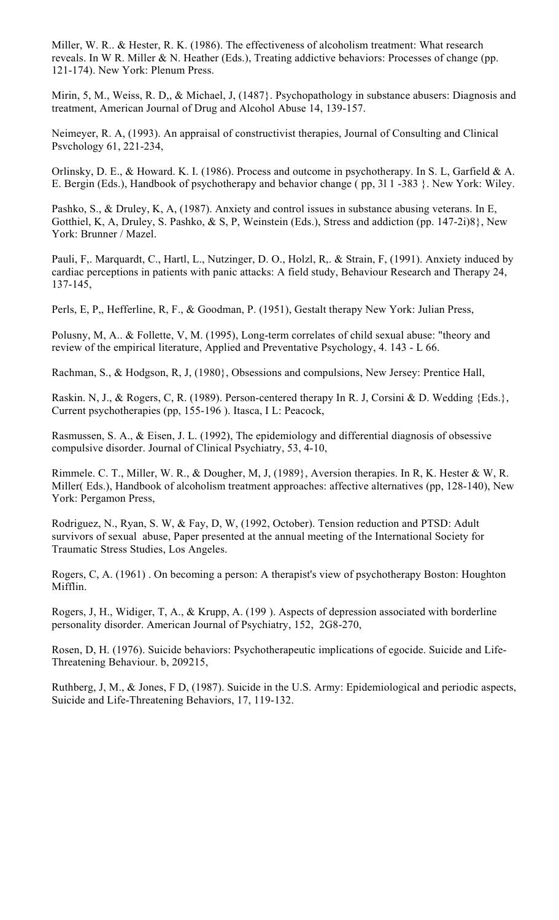Miller, W. R.. & Hester, R. K. (1986). The effectiveness of alcoholism treatment: What research reveals. In W R. Miller & N. Heather (Eds.), Treating addictive behaviors: Processes of change (pp. 121-174). New York: Plenum Press.

Mirin, 5, M., Weiss, R. D,, & Michael, J, (1487}. Psychopathology in substance abusers: Diagnosis and treatment, American Journal of Drug and Alcohol Abuse 14, 139-157.

Neimeyer, R. A, (1993). An appraisal of constructivist therapies, Journal of Consulting and Clinical Psvchology 61, 221-234,

Orlinsky, D. E., & Howard. K. I. (1986). Process and outcome in psychotherapy. In S. L, Garfield & A. E. Bergin (Eds.), Handbook of psychotherapy and behavior change ( pp, 3l 1 -383 }. New York: Wiley.

Pashko, S., & Druley, K, A, (1987). Anxiety and control issues in substance abusing veterans. In E, Gotthiel, K, A, Druley, S. Pashko, & S, P, Weinstein (Eds.), Stress and addiction (pp. 147-2i)8}, New York: Brunner / Mazel.

Pauli, F,. Marquardt, C., Hartl, L., Nutzinger, D. O., Holzl, R,. & Strain, F, (1991). Anxiety induced by cardiac perceptions in patients with panic attacks: A field study, Behaviour Research and Therapy 24, 137-145,

Perls, E, P,, Hefferline, R, F., & Goodman, P. (1951), Gestalt therapy New York: Julian Press,

Polusny, M, A.. & Follette, V, M. (1995), Long-term correlates of child sexual abuse: "theory and review of the empirical literature, Applied and Preventative Psychology, 4. 143 - L 66.

Rachman, S., & Hodgson, R, J, (1980}, Obsessions and compulsions, New Jersey: Prentice Hall,

Raskin. N, J., & Rogers, C, R. (1989). Person-centered therapy In R. J, Corsini & D. Wedding {Eds.}, Current psychotherapies (pp, 155-196 ). Itasca, I L: Peacock,

Rasmussen, S. A., & Eisen, J. L. (1992), The epidemiology and differential diagnosis of obsessive compulsive disorder. Journal of Clinical Psychiatry, 53, 4-10,

Rimmele. C. T., Miller, W. R., & Dougher, M, J, (1989}, Aversion therapies. In R, K. Hester & W, R. Miller( Eds.), Handbook of alcoholism treatment approaches: affective alternatives (pp, 128-140), New York: Pergamon Press,

Rodriguez, N., Ryan, S. W, & Fay, D, W, (1992, October). Tension reduction and PTSD: Adult survivors of sexual abuse, Paper presented at the annual meeting of the International Society for Traumatic Stress Studies, Los Angeles.

Rogers, C, A. (1961) . On becoming a person: A therapist's view of psychotherapy Boston: Houghton Mifflin.

Rogers, J, H., Widiger, T, A., & Krupp, A. (199 ). Aspects of depression associated with borderline personality disorder. American Journal of Psychiatry, 152, 2G8-270,

Rosen, D, H. (1976). Suicide behaviors: Psychotherapeutic implications of egocide. Suicide and Life-Threatening Behaviour. b, 209215,

Ruthberg, J, M., & Jones, F D, (1987). Suicide in the U.S. Army: Epidemiological and periodic aspects, Suicide and Life-Threatening Behaviors, 17, 119-132.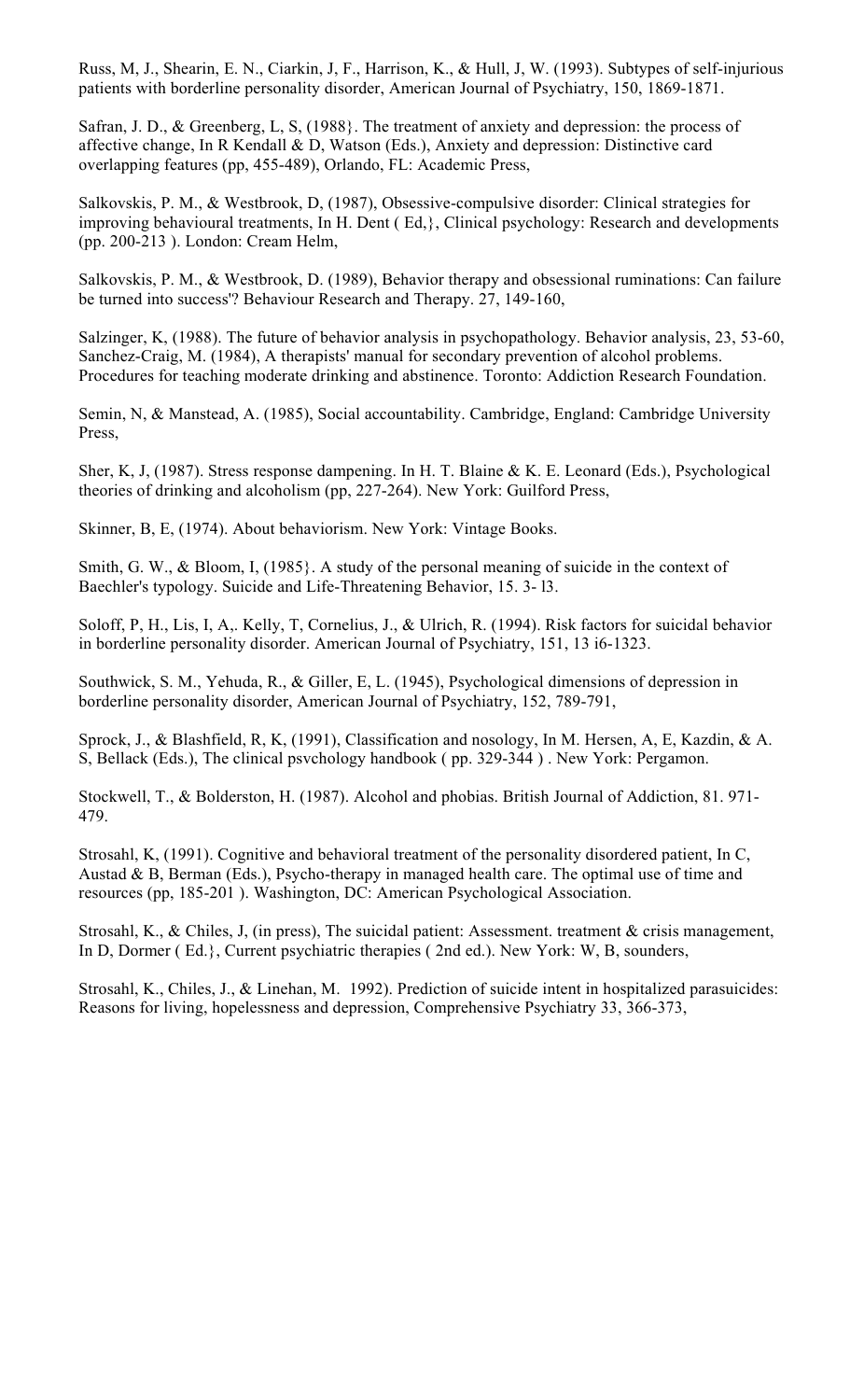Russ, M, J., Shearin, E. N., Ciarkin, J, F., Harrison, K., & Hull, J, W. (1993). Subtypes of self-injurious patients with borderline personality disorder, American Journal of Psychiatry, 150, 1869-1871.

Safran, J. D., & Greenberg, L, S, (1988}. The treatment of anxiety and depression: the process of affective change, In R Kendall & D, Watson (Eds.), Anxiety and depression: Distinctive card overlapping features (pp, 455-489), Orlando, FL: Academic Press,

Salkovskis, P. M., & Westbrook, D, (1987), Obsessive-compulsive disorder: Clinical strategies for improving behavioural treatments, In H. Dent ( Ed,}, Clinical psychology: Research and developments (pp. 200-213 ). London: Cream Helm,

Salkovskis, P. M., & Westbrook, D. (1989), Behavior therapy and obsessional ruminations: Can failure be turned into success'? Behaviour Research and Therapy. 27, 149-160,

Salzinger, K, (1988). The future of behavior analysis in psychopathology. Behavior analysis, 23, 53-60, Sanchez-Craig, M. (1984), A therapists' manual for secondary prevention of alcohol problems. Procedures for teaching moderate drinking and abstinence. Toronto: Addiction Research Foundation.

Semin, N, & Manstead, A. (1985), Social accountability. Cambridge, England: Cambridge University Press,

Sher, K, J, (1987). Stress response dampening. In H. T. Blaine & K. E. Leonard (Eds.), Psychological theories of drinking and alcoholism (pp, 227-264). New York: Guilford Press,

Skinner, B, E, (1974). About behaviorism. New York: Vintage Books.

Smith, G. W., & Bloom, I, (1985}. A study of the personal meaning of suicide in the context of Baechler's typology. Suicide and Life-Threatening Behavior, 15. 3- l3.

Soloff, P, H., Lis, I, A,. Kelly, T, Cornelius, J., & Ulrich, R. (1994). Risk factors for suicidal behavior in borderline personality disorder. American Journal of Psychiatry, 151, 13 i6-1323.

Southwick, S. M., Yehuda, R., & Giller, E, L. (1945), Psychological dimensions of depression in borderline personality disorder, American Journal of Psychiatry, 152, 789-791,

Sprock, J., & Blashfield, R, K, (1991), Classification and nosology, In M. Hersen, A, E, Kazdin, & A. S, Bellack (Eds.), The clinical psvchology handbook ( pp. 329-344 ) . New York: Pergamon.

Stockwell, T., & Bolderston, H. (1987). Alcohol and phobias. British Journal of Addiction, 81. 971-479.

Strosahl, K, (1991). Cognitive and behavioral treatment of the personality disordered patient, In C, Austad & B, Berman (Eds.), Psycho-therapy in managed health care. The optimal use of time and resources (pp, 185-201 ). Washington, DC: American Psychological Association.

Strosahl, K., & Chiles, J, (in press), The suicidal patient: Assessment. treatment & crisis management, In D, Dormer ( Ed.}, Current psychiatric therapies ( 2nd ed.). New York: W, B, sounders,

Strosahl, K., Chiles, J., & Linehan, M. 1992). Prediction of suicide intent in hospitalized parasuicides: Reasons for living, hopelessness and depression, Comprehensive Psychiatry 33, 366-373,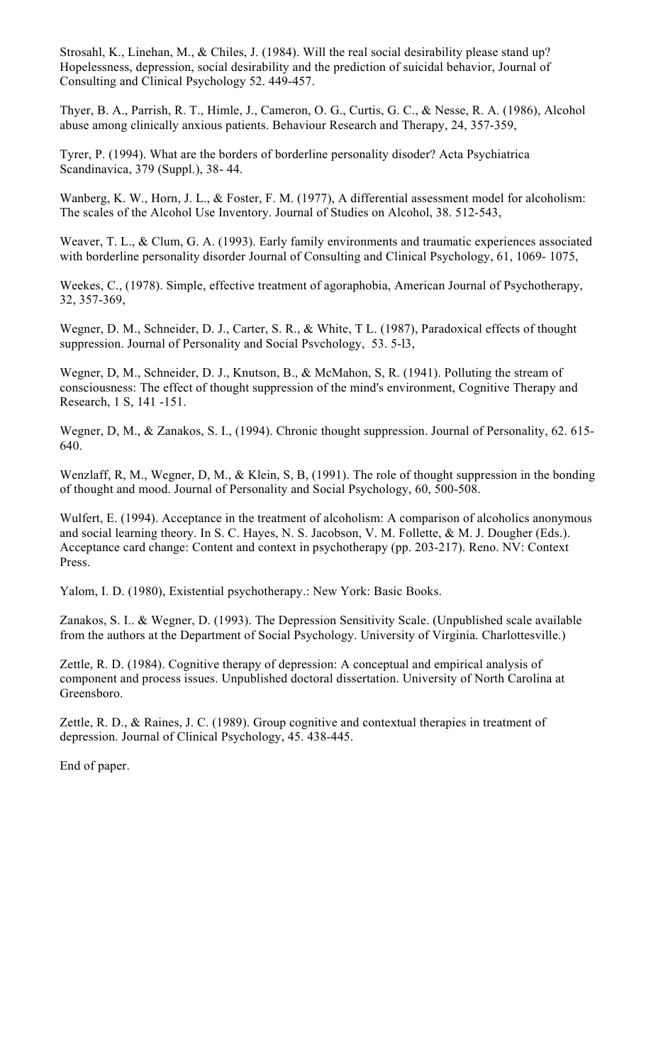Strosahl, K., Linehan, M., & Chiles, J. (1984). Will the real social desirability please stand up? Hopelessness, depression, social desirability and the prediction of suicidal behavior, Journal of Consulting and Clinical Psychology 52. 449-457.

Thyer, B. A., Parrish, R. T., Himle, J., Cameron, O. G., Curtis, G. C., & Nesse, R. A. (1986), Alcohol abuse among clinically anxious patients. Behaviour Research and Therapy, 24, 357-359,

Tyrer, P. (1994). What are the borders of borderline personality disoder? Acta Psychiatrica Scandinavica, 379 (Suppl.), 38- 44.

Wanberg, K. W., Horn, J. L., & Foster, F. M. (1977), A differential assessment model for alcoholism: The scales of the Alcohol Use Inventory. Journal of Studies on Alcohol, 38. 512-543,

Weaver, T. L., & Clum, G. A. (1993). Early family environments and traumatic experiences associated with borderline personality disorder Journal of Consulting and Clinical Psychology, 61, 1069- 1075,

Weekes, C., (1978). Simple, effective treatment of agoraphobia, American Journal of Psychotherapy, 32, 357-369,

Wegner, D. M., Schneider, D. J., Carter, S. R., & White, T L. (1987), Paradoxical effects of thought suppression. Journal of Personality and Social Psvchology, 53. 5-l3,

Wegner, D, M., Schneider, D. J., Knutson, B., & McMahon, S, R. (1941). Polluting the stream of consciousness: The effect of thought suppression of the mind's environment, Cognitive Therapy and Research, 1 S, 141 -151.

Wegner, D, M., & Zanakos, S. I., (1994). Chronic thought suppression. Journal of Personality, 62. 615-640.

Wenzlaff, R, M., Wegner, D, M., & Klein, S, B, (1991). The role of thought suppression in the bonding of thought and mood. Journal of Personality and Social Psychology, 60, 500-508.

Wulfert, E. (1994). Acceptance in the treatment of alcoholism: A comparison of alcoholics anonymous and social learning theory. In S. C. Hayes, N. S. Jacobson, V. M. Follette, & M. J. Dougher (Eds.). Acceptance card change: Content and context in psychotherapy (pp. 203-217). Reno. NV: Context Press.

Yalom, I. D. (1980), Existential psychotherapy.: New York: Basic Books.

Zanakos, S. I.. & Wegner, D. (1993). The Depression Sensitivity Scale. (Unpublished scale available from the authors at the Department of Social Psychology. University of Virginia. Charlottesville.)

Zettle, R. D. (1984). Cognitive therapy of depression: A conceptual and empirical analysis of component and process issues. Unpublished doctoral dissertation. University of North Carolina at Greensboro.

Zettle, R. D., & Raines, J. C. (1989). Group cognitive and contextual therapies in treatment of depression. Journal of Clinical Psychology, 45. 438-445.

End of paper.